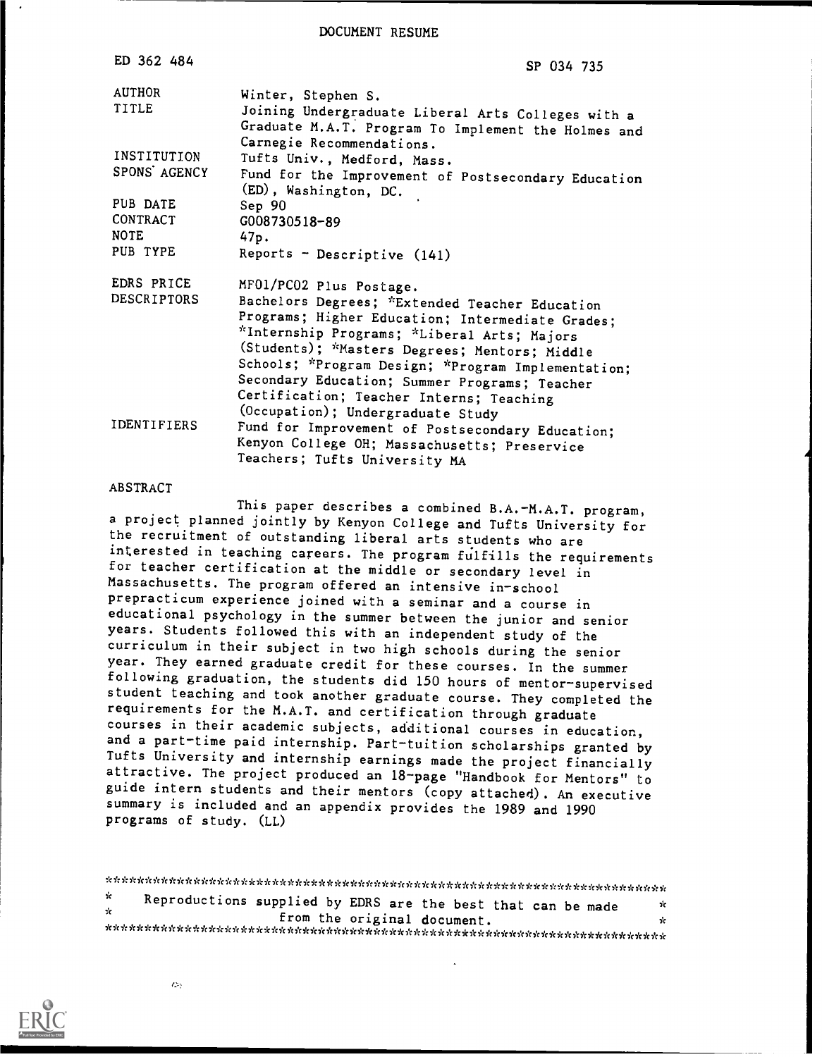DOCUMENT RESUME

| | |
|---|---|
| ED 362 484 | SP 034 735 |
| AUTHOR | Winter, Stephen S. |
| TITLE | Joining Undergraduate Liberal Arts Colleges with a Graduate M.A.T. Program To Implement the Holmes and Carnegie Recommendations. |
| INSTITUTION | Tufts Univ., Medford, Mass. |
| SPONS AGENCY | Fund for the Improvement of Postsecondary Education (ED), Washington, DC. |
| PUB DATE | Sep 90 |
| CONTRACT | G008730518-89 |
| NOTE | 47p. |
| PUB TYPE | Reports - Descriptive (141) |
| EDRS PRICE | MF01/PC02 Plus Postage. |
| DESCRIPTORS | Bachelors Degrees; *Extended Teacher Education Programs; Higher Education; Intermediate Grades; *Internship Programs; *Liberal Arts; Majors (Students); *Masters Degrees; Mentors; Middle Schools; *Program Design; *Program Implementation; Secondary Education; Summer Programs; Teacher Certification; Teacher Interns; Teaching (Occupation); Undergraduate Study |
| IDENTIFIERS | Fund for Improvement of Postsecondary Education; Kenyon College OH; Massachusetts; Preservice Teachers; Tufts University MA |

ABSTRACT

This paper describes a combined B.A.-M.A.T. program, a project planned jointly by Kenyon College and Tufts University for the recruitment of outstanding liberal arts students who are interested in teaching careers. The program fulfills the requirements for teacher certification at the middle or secondary level in Massachusetts. The program offered an intensive in-school prepracticum experience joined with a seminar and a course in educational psychology in the summer between the junior and senior years. Students followed this with an independent study of the curriculum in their subject in two high schools during the senior year. They earned graduate credit for these courses. In the summer following graduation, the students did 150 hours of mentor-supervised student teaching and took another graduate course. They completed the requirements for the M.A.T. and certification through graduate courses in their academic subjects, additional courses in education, and a part-time paid internship. Part-tuition scholarships granted by Tufts University and internship earnings made the project financially attractive. The project produced an 18-page "Handbook for Mentors" to guide intern students and their mentors (copy attached). An executive summary is included and an appendix provides the 1989 and 1990 programs of study. (LL)

***********************************************************************

* Reproductions supplied by EDRS are the best that can be made *
* from the original document. *

***********************************************************************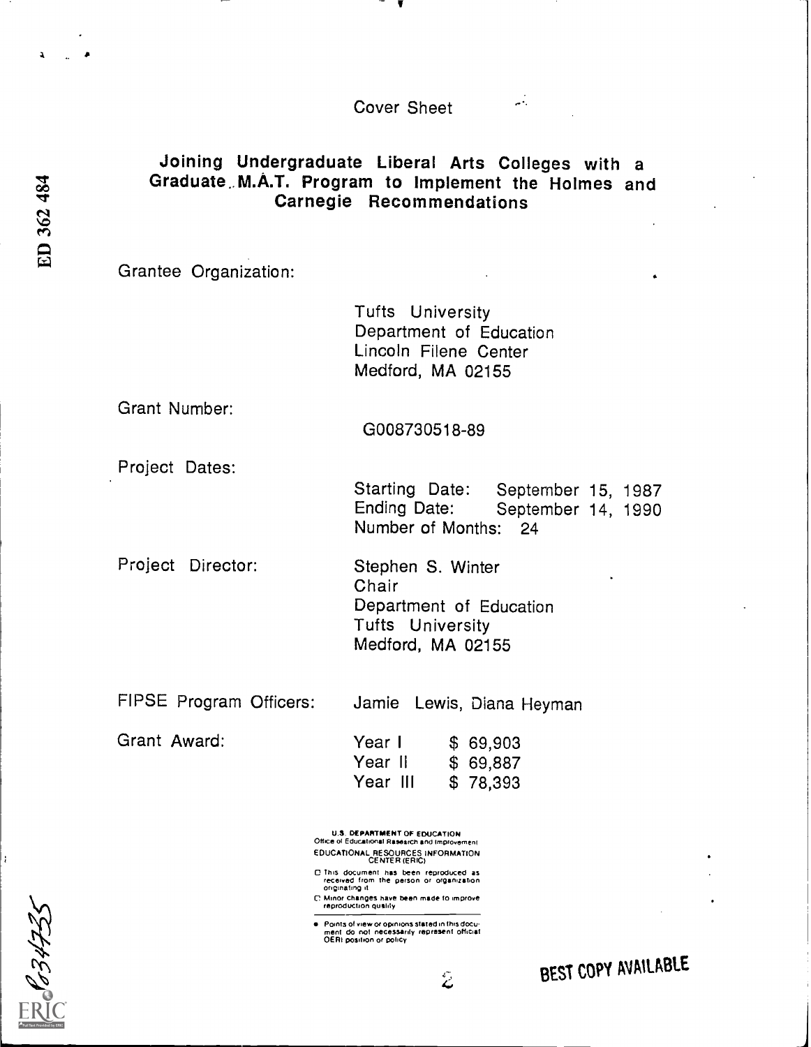Cover Sheet

# Joining Undergraduate Liberal Arts Colleges with a Graduate M.A.T. Program to Implement the Holmes and Carnegie Recommendations

Grantee Organization:

Tufts University
Department of Education
Lincoln Filene Center
Medford, MA 02155

Grant Number:

G008730518-89

Project Dates:

Starting Date: September 15, 1987
Ending Date: September 14, 1990
Number of Months: 24

Project Director:

Stephen S. Winter
Chair
Department of Education
Tufts University
Medford, MA 02155

FIPSE Program Officers: Jamie Lewis, Diana Heyman

Grant Award:

| | |
|---|---|
| Year I | $ 69,903 |
| Year II | $ 69,887 |
| Year III | $ 78,393 |

U.S. DEPARTMENT OF EDUCATION
Office of Educational Research and Improvement
EDUCATIONAL RESOURCES INFORMATION CENTER (ERIC)

- This document has been reproduced as received from the person or organization originating it
- Minor changes have been made to improve reproduction quality

- Points of view or opinions stated in this document do not necessarily represent official OERI position or policy

BEST COPY AVAILABLE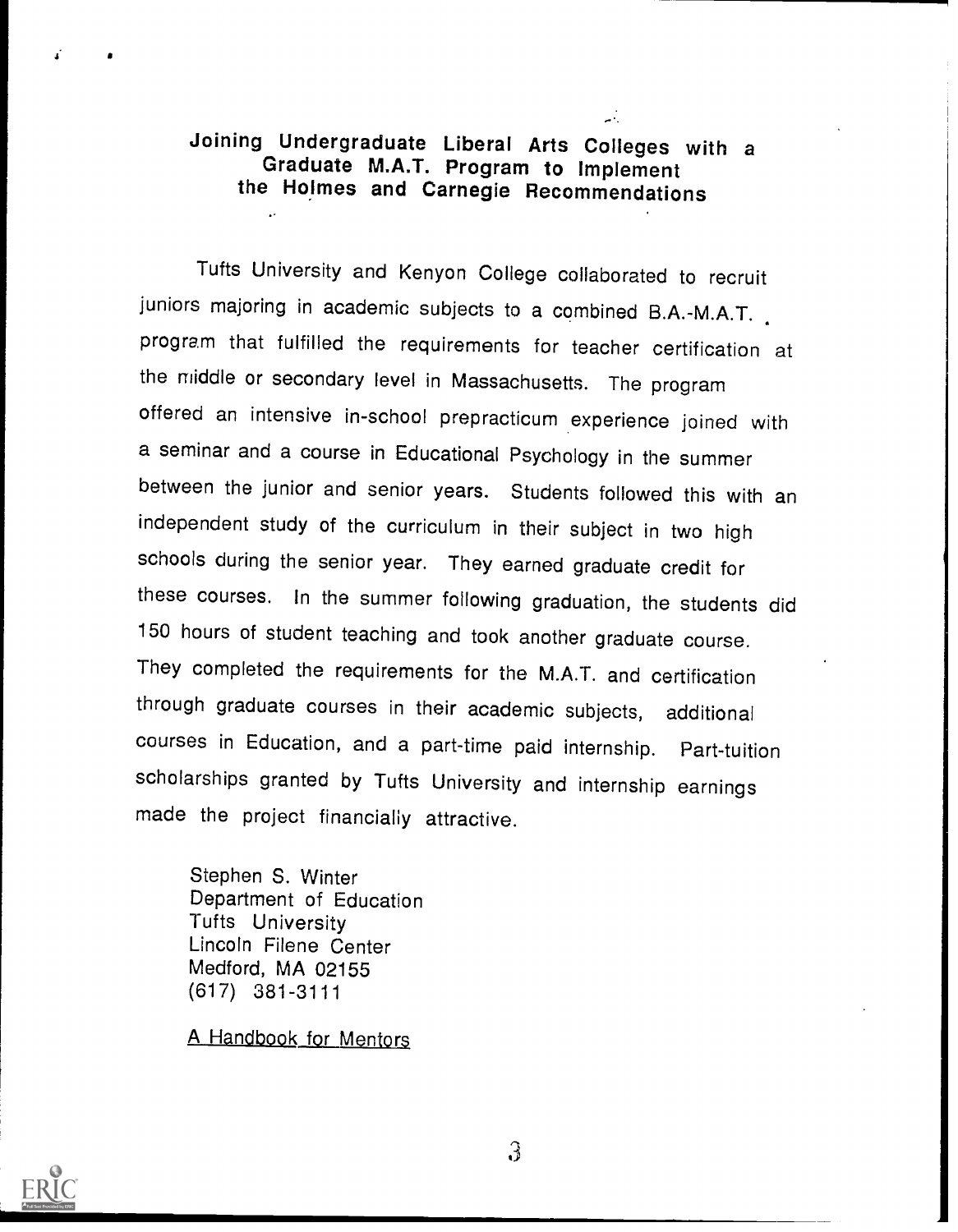## Joining Undergraduate Liberal Arts Colleges with a Graduate M.A.T. Program to Implement the Holmes and Carnegie Recommendations

Tufts University and Kenyon College collaborated to recruit juniors majoring in academic subjects to a combined B.A.-M.A.T. program that fulfilled the requirements for teacher certification at the middle or secondary level in Massachusetts. The program offered an intensive in-school prepracticum experience joined with a seminar and a course in Educational Psychology in the summer between the junior and senior years. Students followed this with an independent study of the curriculum in their subject in two high schools during the senior year. They earned graduate credit for these courses. In the summer following graduation, the students did 150 hours of student teaching and took another graduate course. They completed the requirements for the M.A.T. and certification through graduate courses in their academic subjects, additional courses in Education, and a part-time paid internship. Part-tuition scholarships granted by Tufts University and internship earnings made the project financially attractive.

Stephen S. Winter
Department of Education
Tufts University
Lincoln Filene Center
Medford, MA 02155
(617) 381-3111

<u>A Handbook for Mentors</u>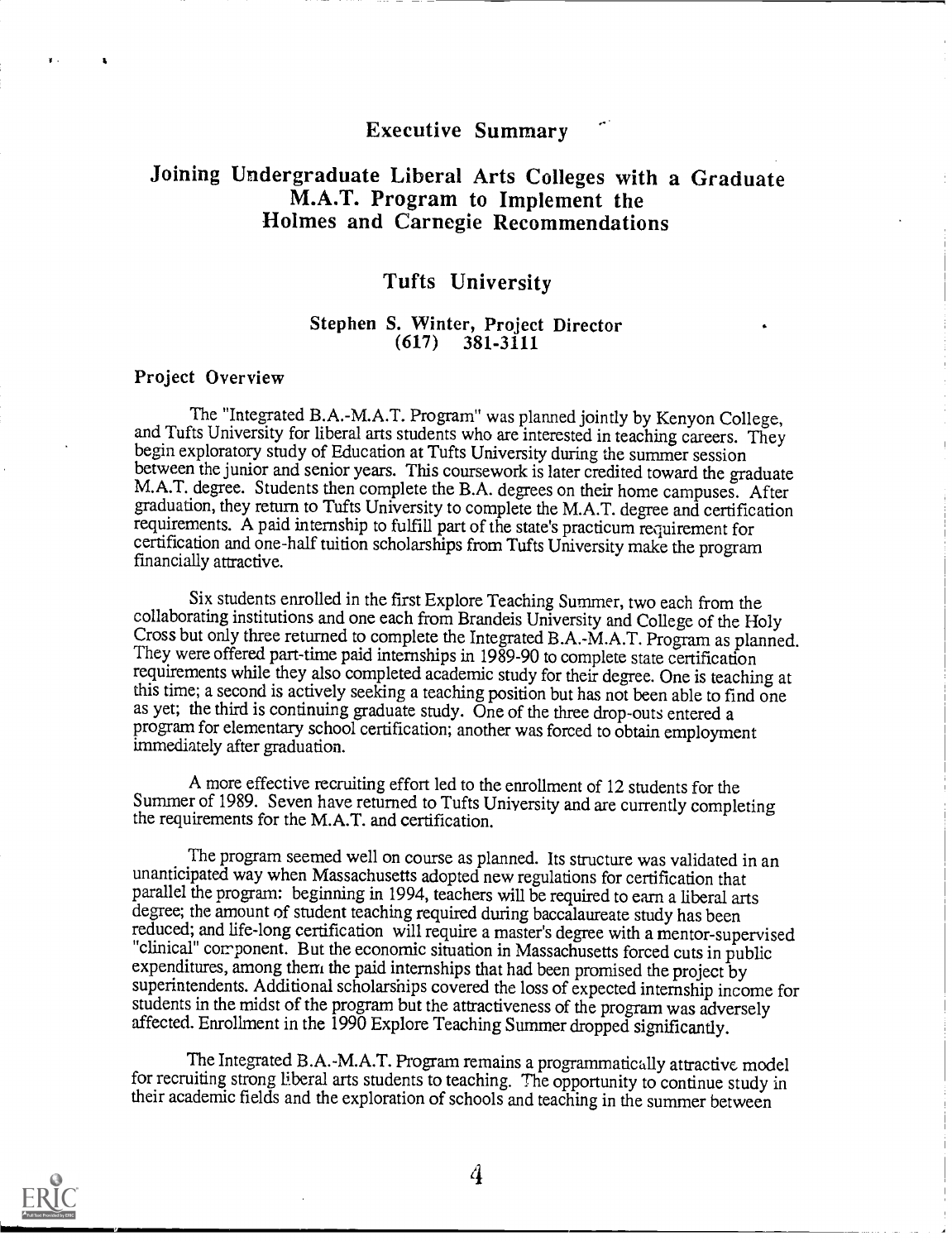# Executive Summary

## Joining Undergraduate Liberal Arts Colleges with a Graduate M.A.T. Program to Implement the Holmes and Carnegie Recommendations

### Tufts University

**Stephen S. Winter, Project Director**
**(617) 381-3111**

#### Project Overview

The "Integrated B.A.-M.A.T. Program" was planned jointly by Kenyon College, and Tufts University for liberal arts students who are interested in teaching careers. They begin exploratory study of Education at Tufts University during the summer session between the junior and senior years. This coursework is later credited toward the graduate M.A.T. degree. Students then complete the B.A. degrees on their home campuses. After graduation, they return to Tufts University to complete the M.A.T. degree and certification requirements. A paid internship to fulfill part of the state's practicum requirement for certification and one-half tuition scholarships from Tufts University make the program financially attractive.

Six students enrolled in the first Explore Teaching Summer, two each from the collaborating institutions and one each from Brandeis University and College of the Holy Cross but only three returned to complete the Integrated B.A.-M.A.T. Program as planned. They were offered part-time paid internships in 1989-90 to complete state certification requirements while they also completed academic study for their degree. One is teaching at this time; a second is actively seeking a teaching position but has not been able to find one as yet; the third is continuing graduate study. One of the three drop-outs entered a program for elementary school certification; another was forced to obtain employment immediately after graduation.

A more effective recruiting effort led to the enrollment of 12 students for the Summer of 1989. Seven have returned to Tufts University and are currently completing the requirements for the M.A.T. and certification.

The program seemed well on course as planned. Its structure was validated in an unanticipated way when Massachusetts adopted new regulations for certification that parallel the program: beginning in 1994, teachers will be required to earn a liberal arts degree; the amount of student teaching required during baccalaureate study has been reduced; and life-long certification will require a master's degree with a mentor-supervised "clinical" component. But the economic situation in Massachusetts forced cuts in public expenditures, among them the paid internships that had been promised the project by superintendents. Additional scholarships covered the loss of expected internship income for students in the midst of the program but the attractiveness of the program was adversely affected. Enrollment in the 1990 Explore Teaching Summer dropped significantly.

The Integrated B.A.-M.A.T. Program remains a programmatically attractive model for recruiting strong liberal arts students to teaching. The opportunity to continue study in their academic fields and the exploration of schools and teaching in the summer between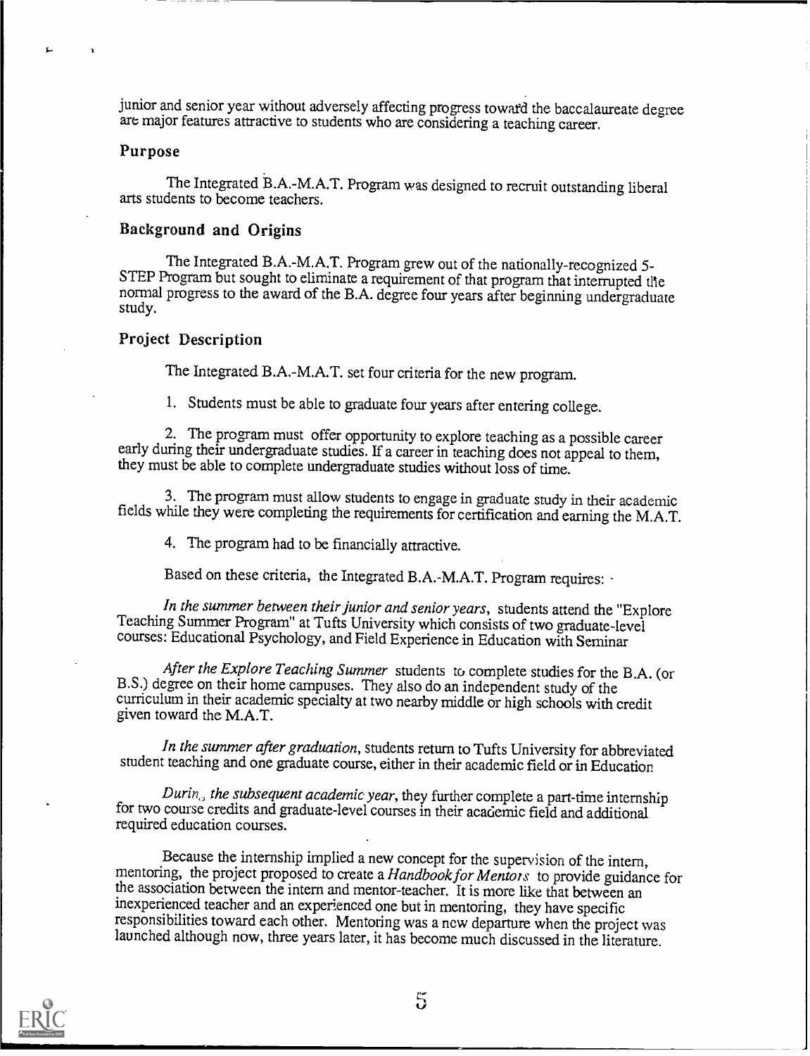junior and senior year without adversely affecting progress toward the baccalaureate degree are major features attractive to students who are considering a teaching career.

### Purpose

The Integrated B.A.-M.A.T. Program was designed to recruit outstanding liberal arts students to become teachers.

### Background and Origins

The Integrated B.A.-M.A.T. Program grew out of the nationally-recognized 5-STEP Program but sought to eliminate a requirement of that program that interrupted the normal progress to the award of the B.A. degree four years after beginning undergraduate study.

### Project Description

The Integrated B.A.-M.A.T. set four criteria for the new program.

1. Students must be able to graduate four years after entering college.

2. The program must offer opportunity to explore teaching as a possible career early during their undergraduate studies. If a career in teaching does not appeal to them, they must be able to complete undergraduate studies without loss of time.

3. The program must allow students to engage in graduate study in their academic fields while they were completing the requirements for certification and earning the M.A.T.

4. The program had to be financially attractive.

Based on these criteria, the Integrated B.A.-M.A.T. Program requires:

*In the summer between their junior and senior years*, students attend the "Explore Teaching Summer Program" at Tufts University which consists of two graduate-level courses: Educational Psychology, and Field Experience in Education with Seminar

*After the Explore Teaching Summer* students to complete studies for the B.A. (or B.S.) degree on their home campuses. They also do an independent study of the curriculum in their academic specialty at two nearby middle or high schools with credit given toward the M.A.T.

*In the summer after graduation*, students return to Tufts University for abbreviated student teaching and one graduate course, either in their academic field or in Education

*During the subsequent academic year*, they further complete a part-time internship for two course credits and graduate-level courses in their academic field and additional required education courses.

Because the internship implied a new concept for the supervision of the intern, mentoring, the project proposed to create a *Handbook for Mentors* to provide guidance for the association between the intern and mentor-teacher. It is more like that between an inexperienced teacher and an experienced one but in mentoring, they have specific responsibilities toward each other. Mentoring was a new departure when the project was launched although now, three years later, it has become much discussed in the literature.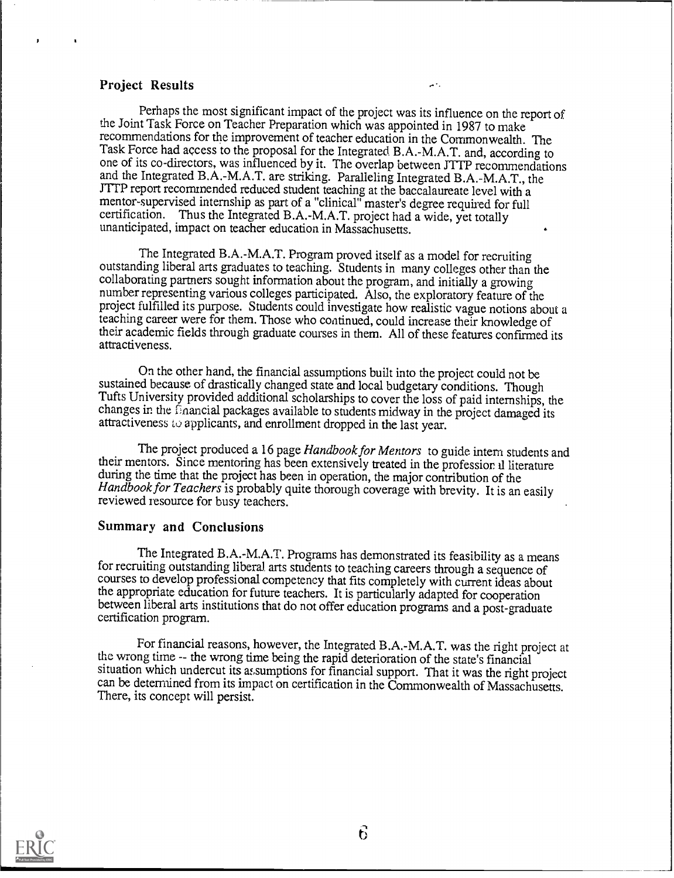## Project Results

Perhaps the most significant impact of the project was its influence on the report of the Joint Task Force on Teacher Preparation which was appointed in 1987 to make recommendations for the improvement of teacher education in the Commonwealth. The Task Force had access to the proposal for the Integrated B.A.-M.A.T. and, according to one of its co-directors, was influenced by it. The overlap between JTTP recommendations and the Integrated B.A.-M.A.T. are striking. Paralleling Integrated B.A.-M.A.T., the JTTP report recommended reduced student teaching at the baccalaureate level with a mentor-supervised internship as part of a "clinical" master's degree required for full certification. Thus the Integrated B.A.-M.A.T. project had a wide, yet totally unanticipated, impact on teacher education in Massachusetts.

The Integrated B.A.-M.A.T. Program proved itself as a model for recruiting outstanding liberal arts graduates to teaching. Students in many colleges other than the collaborating partners sought information about the program, and initially a growing number representing various colleges participated. Also, the exploratory feature of the project fulfilled its purpose. Students could investigate how realistic vague notions about a teaching career were for them. Those who continued, could increase their knowledge of their academic fields through graduate courses in them. All of these features confirmed its attractiveness.

On the other hand, the financial assumptions built into the project could not be sustained because of drastically changed state and local budgetary conditions. Though Tufts University provided additional scholarships to cover the loss of paid internships, the changes in the financial packages available to students midway in the project damaged its attractiveness to applicants, and enrollment dropped in the last year.

The project produced a 16 page *Handbook for Mentors* to guide intern students and their mentors. Since mentoring has been extensively treated in the professional literature during the time that the project has been in operation, the major contribution of the *Handbook for Teachers* is probably quite thorough coverage with brevity. It is an easily reviewed resource for busy teachers.

## Summary and Conclusions

The Integrated B.A.-M.A.T. Programs has demonstrated its feasibility as a means for recruiting outstanding liberal arts students to teaching careers through a sequence of courses to develop professional competency that fits completely with current ideas about the appropriate education for future teachers. It is particularly adapted for cooperation between liberal arts institutions that do not offer education programs and a post-graduate certification program.

For financial reasons, however, the Integrated B.A.-M.A.T. was the right project at the wrong time -- the wrong time being the rapid deterioration of the state's financial situation which undercut its assumptions for financial support. That it was the right project can be determined from its impact on certification in the Commonwealth of Massachusetts. There, its concept will persist.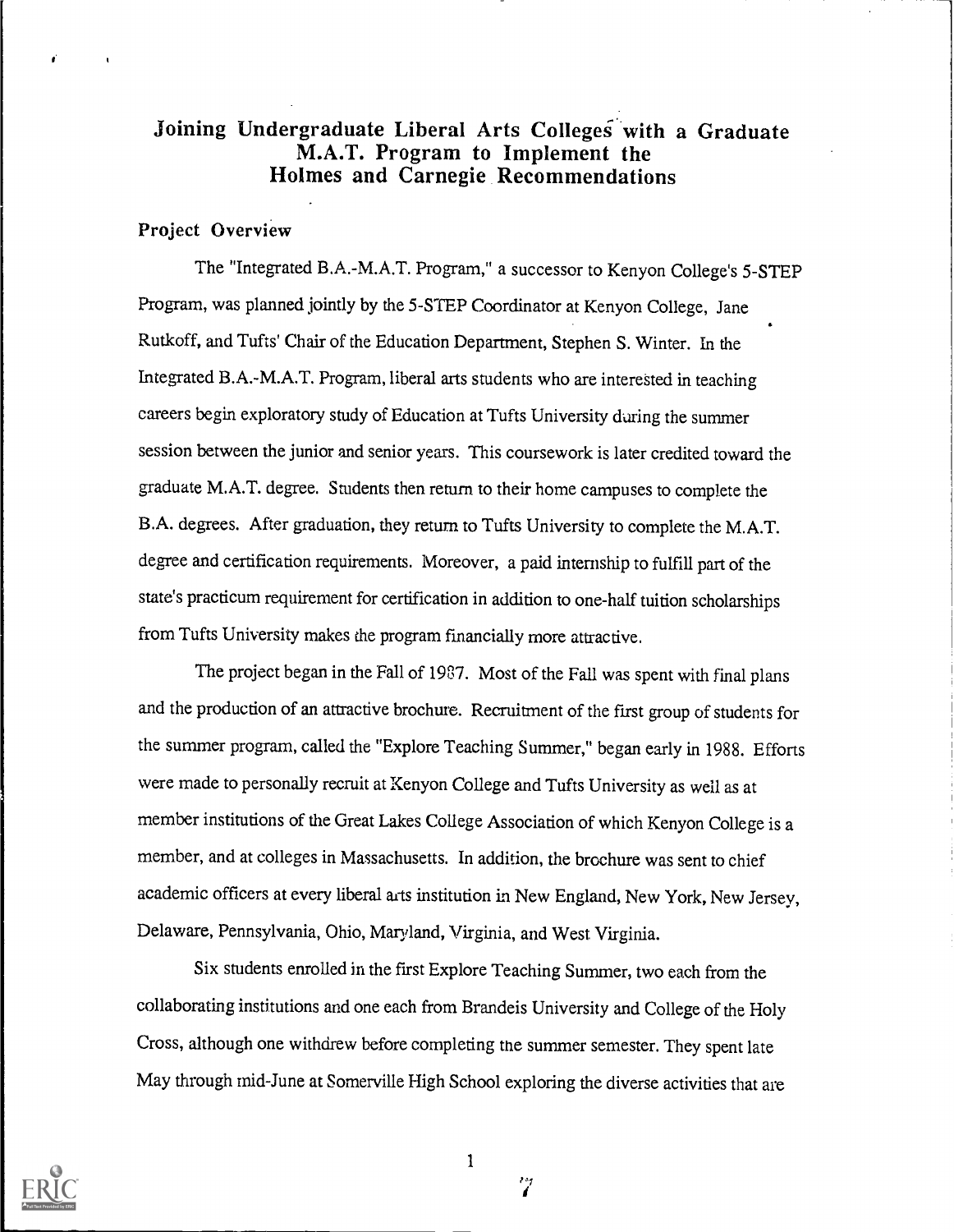# Joining Undergraduate Liberal Arts Colleges with a Graduate M.A.T. Program to Implement the Holmes and Carnegie Recommendations

## Project Overview

The "Integrated B.A.-M.A.T. Program," a successor to Kenyon College's 5-STEP Program, was planned jointly by the 5-STEP Coordinator at Kenyon College, Jane Rutkoff, and Tufts' Chair of the Education Department, Stephen S. Winter. In the Integrated B.A.-M.A.T. Program, liberal arts students who are interested in teaching careers begin exploratory study of Education at Tufts University during the summer session between the junior and senior years. This coursework is later credited toward the graduate M.A.T. degree. Students then return to their home campuses to complete the B.A. degrees. After graduation, they return to Tufts University to complete the M.A.T. degree and certification requirements. Moreover, a paid internship to fulfill part of the state's practicum requirement for certification in addition to one-half tuition scholarships from Tufts University makes the program financially more attractive.

The project began in the Fall of 1987. Most of the Fall was spent with final plans and the production of an attractive brochure. Recruitment of the first group of students for the summer program, called the "Explore Teaching Summer," began early in 1988. Efforts were made to personally recruit at Kenyon College and Tufts University as well as at member institutions of the Great Lakes College Association of which Kenyon College is a member, and at colleges in Massachusetts. In addition, the brochure was sent to chief academic officers at every liberal arts institution in New England, New York, New Jersey, Delaware, Pennsylvania, Ohio, Maryland, Virginia, and West Virginia.

Six students enrolled in the first Explore Teaching Summer, two each from the collaborating institutions and one each from Brandeis University and College of the Holy Cross, although one withdrew before completing the summer semester. They spent late May through mid-June at Somerville High School exploring the diverse activities that are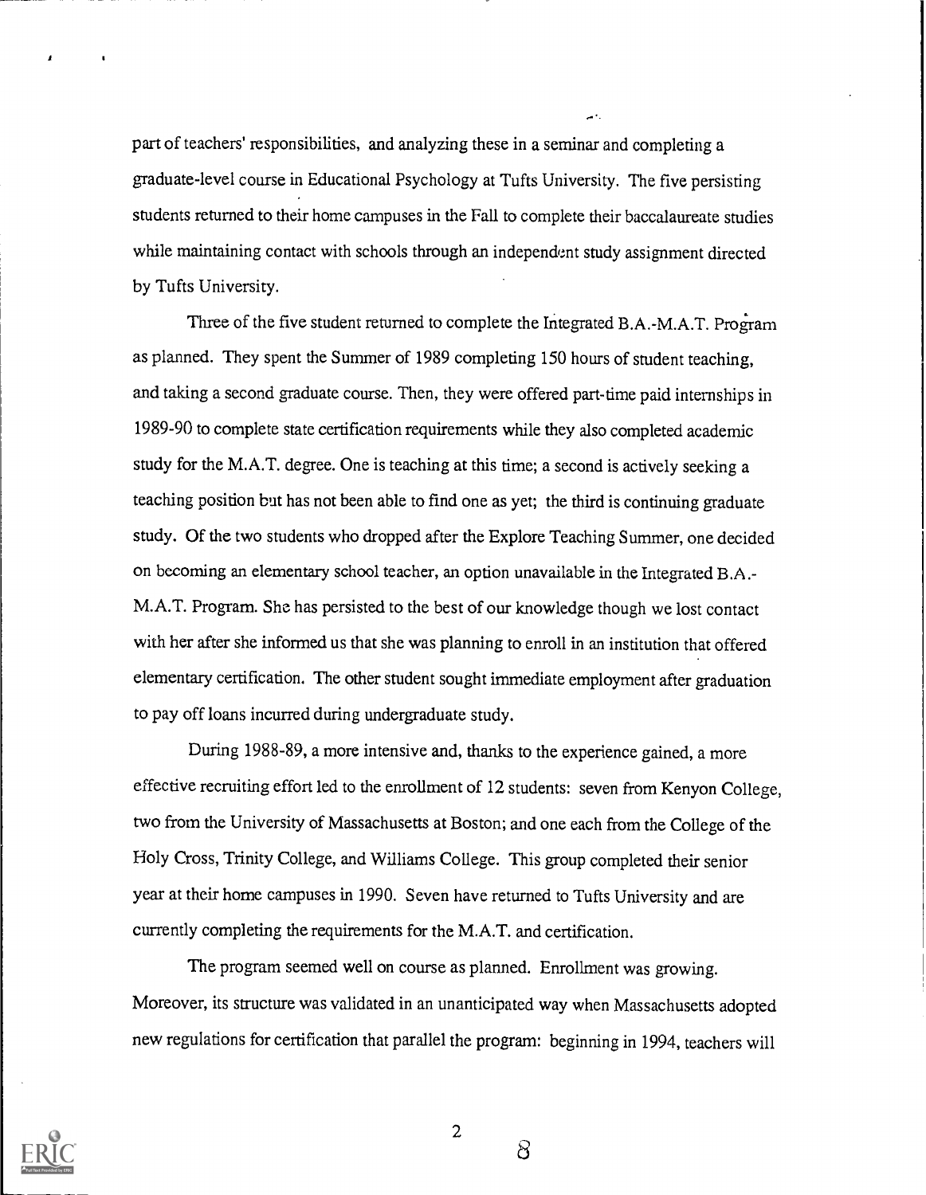part of teachers' responsibilities, and analyzing these in a seminar and completing a graduate-level course in Educational Psychology at Tufts University. The five persisting students returned to their home campuses in the Fall to complete their baccalaureate studies while maintaining contact with schools through an independent study assignment directed by Tufts University.

Three of the five student returned to complete the Integrated B.A.-M.A.T. Program as planned. They spent the Summer of 1989 completing 150 hours of student teaching, and taking a second graduate course. Then, they were offered part-time paid internships in 1989-90 to complete state certification requirements while they also completed academic study for the M.A.T. degree. One is teaching at this time; a second is actively seeking a teaching position but has not been able to find one as yet; the third is continuing graduate study. Of the two students who dropped after the Explore Teaching Summer, one decided on becoming an elementary school teacher, an option unavailable in the Integrated B.A.-M.A.T. Program. She has persisted to the best of our knowledge though we lost contact with her after she informed us that she was planning to enroll in an institution that offered elementary certification. The other student sought immediate employment after graduation to pay off loans incurred during undergraduate study.

During 1988-89, a more intensive and, thanks to the experience gained, a more effective recruiting effort led to the enrollment of 12 students: seven from Kenyon College, two from the University of Massachusetts at Boston; and one each from the College of the Holy Cross, Trinity College, and Williams College. This group completed their senior year at their home campuses in 1990. Seven have returned to Tufts University and are currently completing the requirements for the M.A.T. and certification.

The program seemed well on course as planned. Enrollment was growing. Moreover, its structure was validated in an unanticipated way when Massachusetts adopted new regulations for certification that parallel the program: beginning in 1994, teachers will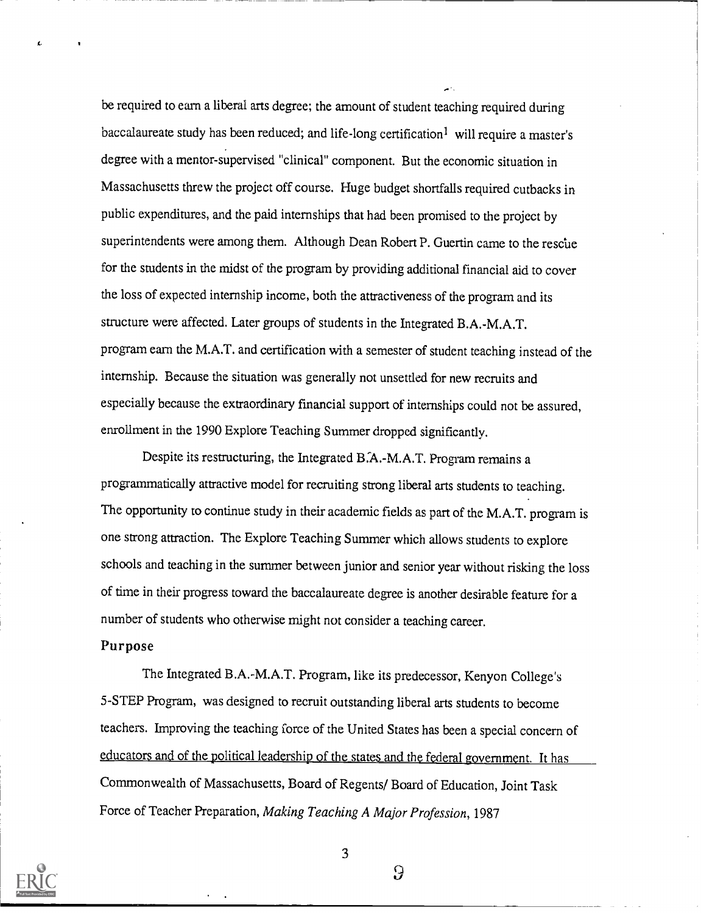be required to earn a liberal arts degree; the amount of student teaching required during baccalaureate study has been reduced; and life-long certification[1] will require a master's degree with a mentor-supervised "clinical" component. But the economic situation in Massachusetts threw the project off course. Huge budget shortfalls required cutbacks in public expenditures, and the paid internships that had been promised to the project by superintendents were among them. Although Dean Robert P. Guertin came to the rescue for the students in the midst of the program by providing additional financial aid to cover the loss of expected internship income, both the attractiveness of the program and its structure were affected. Later groups of students in the Integrated B.A.-M.A.T. program earn the M.A.T. and certification with a semester of student teaching instead of the internship. Because the situation was generally not unsettled for new recruits and especially because the extraordinary financial support of internships could not be assured, enrollment in the 1990 Explore Teaching Summer dropped significantly.

Despite its restructuring, the Integrated B.A.-M.A.T. Program remains a programmatically attractive model for recruiting strong liberal arts students to teaching. The opportunity to continue study in their academic fields as part of the M.A.T. program is one strong attraction. The Explore Teaching Summer which allows students to explore schools and teaching in the summer between junior and senior year without risking the loss of time in their progress toward the baccalaureate degree is another desirable feature for a number of students who otherwise might not consider a teaching career.

### Purpose

The Integrated B.A.-M.A.T. Program, like its predecessor, Kenyon College's 5-STEP Program, was designed to recruit outstanding liberal arts students to become teachers. Improving the teaching force of the United States has been a special concern of educators and of the political leadership of the states and the federal government. It has

Commonwealth of Massachusetts, Board of Regents/ Board of Education, Joint Task Force of Teacher Preparation, *Making Teaching A Major Profession*, 1987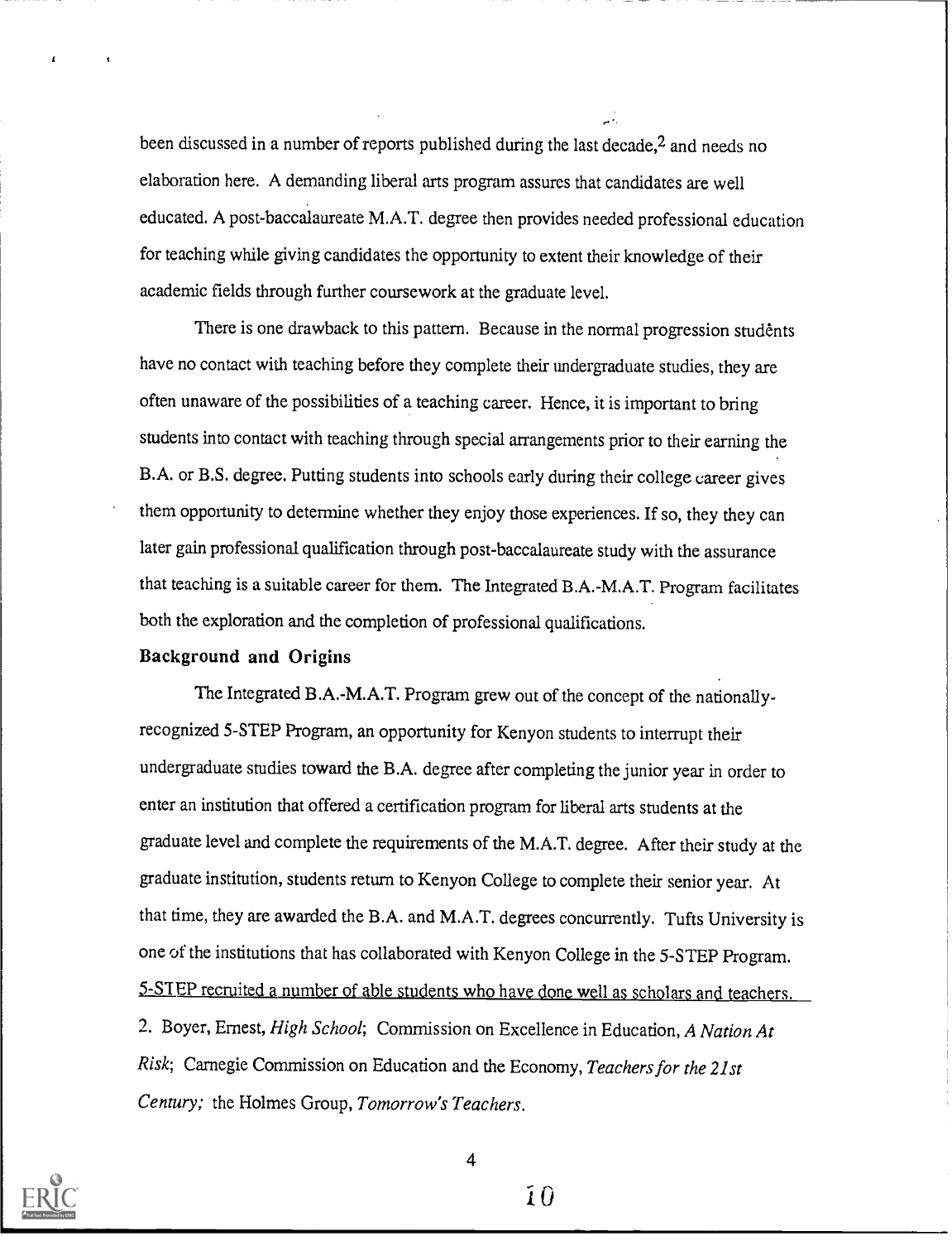been discussed in a number of reports published during the last decade,[2] and needs no elaboration here. A demanding liberal arts program assures that candidates are well educated. A post-baccalaureate M.A.T. degree then provides needed professional education for teaching while giving candidates the opportunity to extent their knowledge of their academic fields through further coursework at the graduate level.

There is one drawback to this pattern. Because in the normal progression students have no contact with teaching before they complete their undergraduate studies, they are often unaware of the possibilities of a teaching career. Hence, it is important to bring students into contact with teaching through special arrangements prior to their earning the B.A. or B.S. degree. Putting students into schools early during their college career gives them opportunity to determine whether they enjoy those experiences. If so, they they can later gain professional qualification through post-baccalaureate study with the assurance that teaching is a suitable career for them. The Integrated B.A.-M.A.T. Program facilitates both the exploration and the completion of professional qualifications.

### Background and Origins

The Integrated B.A.-M.A.T. Program grew out of the concept of the nationally-recognized 5-STEP Program, an opportunity for Kenyon students to interrupt their undergraduate studies toward the B.A. degree after completing the junior year in order to enter an institution that offered a certification program for liberal arts students at the graduate level and complete the requirements of the M.A.T. degree. After their study at the graduate institution, students return to Kenyon College to complete their senior year. At that time, they are awarded the B.A. and M.A.T. degrees concurrently. Tufts University is one of the institutions that has collaborated with Kenyon College in the 5-STEP Program. 5-STEP recruited a number of able students who have done well as scholars and teachers.

2. Boyer, Ernest, *High School*; Commission on Excellence in Education, *A Nation At Risk*; Carnegie Commission on Education and the Economy, *Teachers for the 21st Century;* the Holmes Group, *Tomorrow's Teachers*.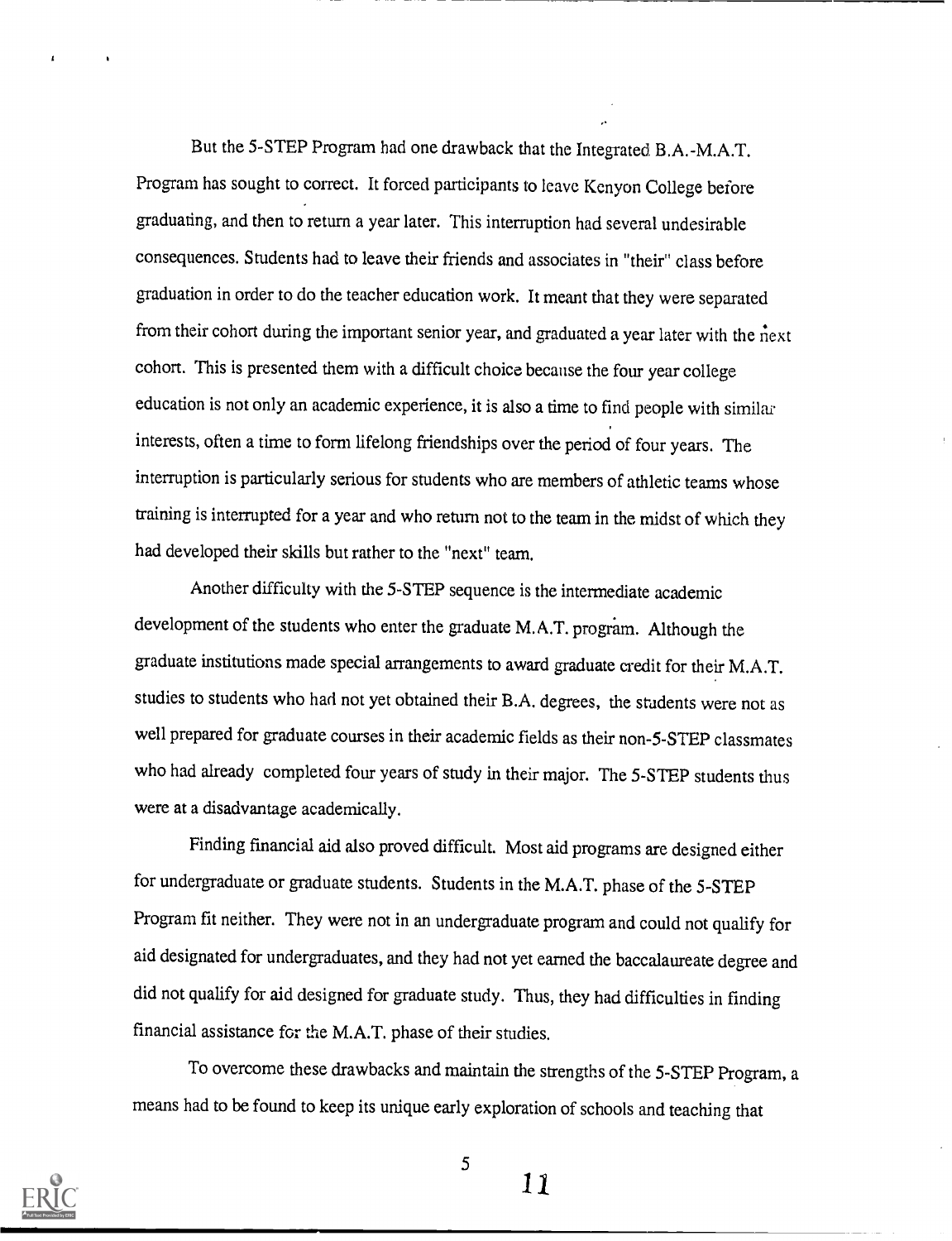But the 5-STEP Program had one drawback that the Integrated B.A.-M.A.T. Program has sought to correct. It forced participants to leave Kenyon College before graduating, and then to return a year later. This interruption had several undesirable consequences. Students had to leave their friends and associates in "their" class before graduation in order to do the teacher education work. It meant that they were separated from their cohort during the important senior year, and graduated a year later with the next cohort. This is presented them with a difficult choice because the four year college education is not only an academic experience, it is also a time to find people with similar interests, often a time to form lifelong friendships over the period of four years. The interruption is particularly serious for students who are members of athletic teams whose training is interrupted for a year and who return not to the team in the midst of which they had developed their skills but rather to the "next" team.

Another difficulty with the 5-STEP sequence is the intermediate academic development of the students who enter the graduate M.A.T. program. Although the graduate institutions made special arrangements to award graduate credit for their M.A.T. studies to students who had not yet obtained their B.A. degrees, the students were not as well prepared for graduate courses in their academic fields as their non-5-STEP classmates who had already completed four years of study in their major. The 5-STEP students thus were at a disadvantage academically.

Finding financial aid also proved difficult. Most aid programs are designed either for undergraduate or graduate students. Students in the M.A.T. phase of the 5-STEP Program fit neither. They were not in an undergraduate program and could not qualify for aid designated for undergraduates, and they had not yet earned the baccalaureate degree and did not qualify for aid designed for graduate study. Thus, they had difficulties in finding financial assistance for the M.A.T. phase of their studies.

To overcome these drawbacks and maintain the strengths of the 5-STEP Program, a means had to be found to keep its unique early exploration of schools and teaching that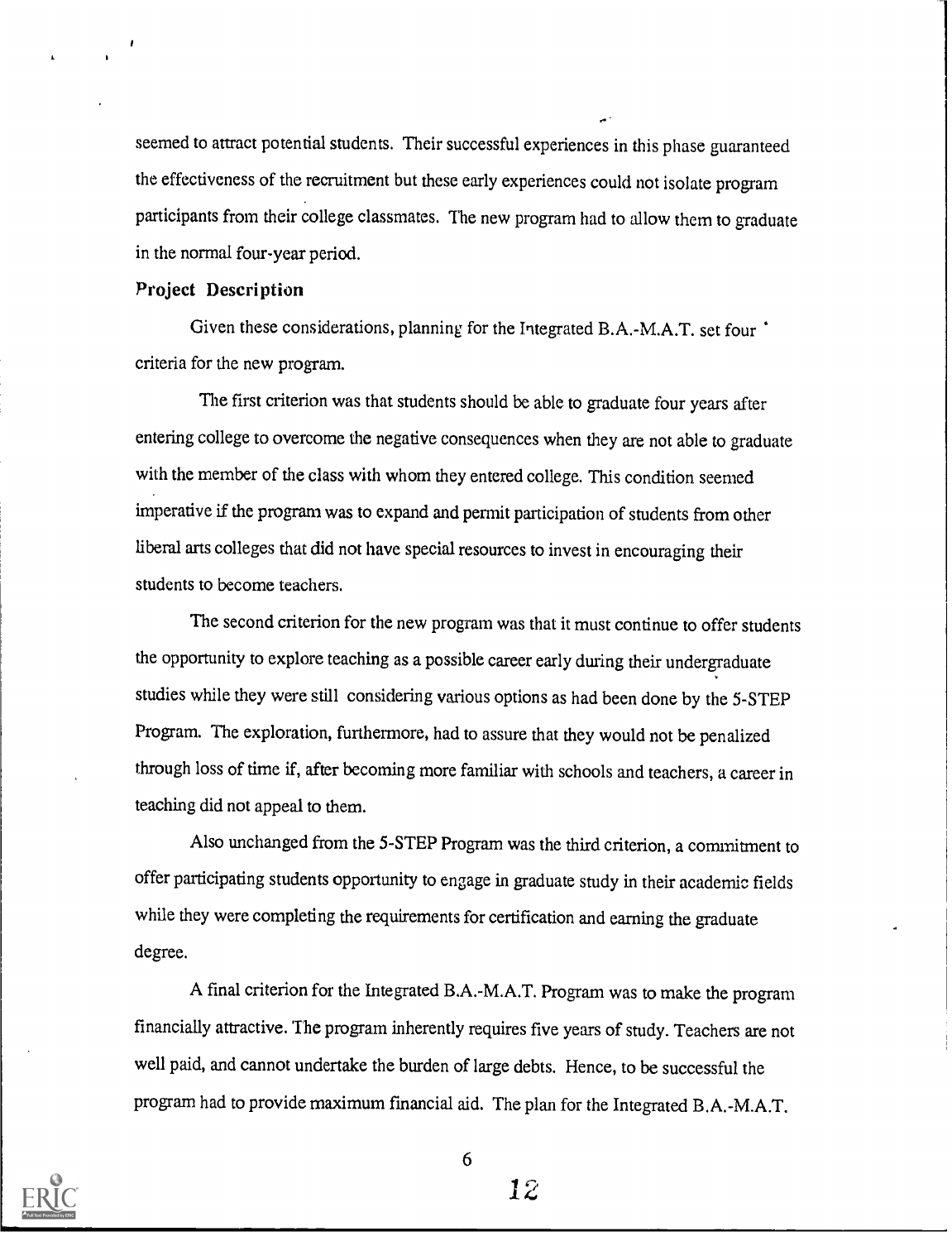seemed to attract potential students. Their successful experiences in this phase guaranteed the effectiveness of the recruitment but these early experiences could not isolate program participants from their college classmates. The new program had to allow them to graduate in the normal four-year period.

## Project Description

Given these considerations, planning for the Integrated B.A.-M.A.T. set four criteria for the new program.

The first criterion was that students should be able to graduate four years after entering college to overcome the negative consequences when they are not able to graduate with the member of the class with whom they entered college. This condition seemed imperative if the program was to expand and permit participation of students from other liberal arts colleges that did not have special resources to invest in encouraging their students to become teachers.

The second criterion for the new program was that it must continue to offer students the opportunity to explore teaching as a possible career early during their undergraduate studies while they were still considering various options as had been done by the 5-STEP Program. The exploration, furthermore, had to assure that they would not be penalized through loss of time if, after becoming more familiar with schools and teachers, a career in teaching did not appeal to them.

Also unchanged from the 5-STEP Program was the third criterion, a commitment to offer participating students opportunity to engage in graduate study in their academic fields while they were completing the requirements for certification and earning the graduate degree.

A final criterion for the Integrated B.A.-M.A.T. Program was to make the program financially attractive. The program inherently requires five years of study. Teachers are not well paid, and cannot undertake the burden of large debts. Hence, to be successful the program had to provide maximum financial aid. The plan for the Integrated B.A.-M.A.T.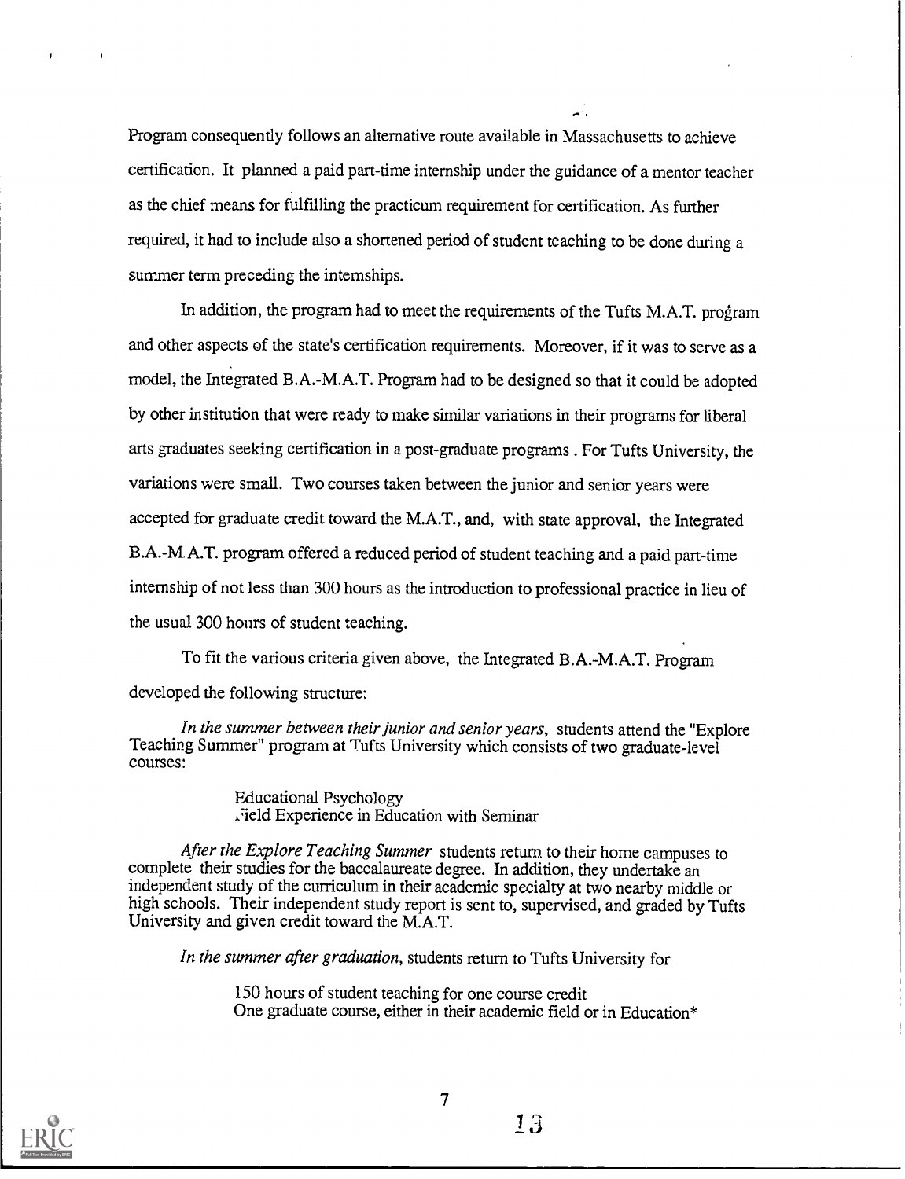Program consequently follows an alternative route available in Massachusetts to achieve certification. It planned a paid part-time internship under the guidance of a mentor teacher as the chief means for fulfilling the practicum requirement for certification. As further required, it had to include also a shortened period of student teaching to be done during a summer term preceding the internships.

In addition, the program had to meet the requirements of the Tufts M.A.T. program and other aspects of the state's certification requirements. Moreover, if it was to serve as a model, the Integrated B.A.-M.A.T. Program had to be designed so that it could be adopted by other institution that were ready to make similar variations in their programs for liberal arts graduates seeking certification in a post-graduate programs . For Tufts University, the variations were small. Two courses taken between the junior and senior years were accepted for graduate credit toward the M.A.T., and, with state approval, the Integrated B.A.-M.A.T. program offered a reduced period of student teaching and a paid part-time internship of not less than 300 hours as the introduction to professional practice in lieu of the usual 300 hours of student teaching.

To fit the various criteria given above, the Integrated B.A.-M.A.T. Program developed the following structure:

*In the summer between their junior and senior years*, students attend the "Explore Teaching Summer" program at Tufts University which consists of two graduate-level courses:

> Educational Psychology
> Field Experience in Education with Seminar

*After the Explore Teaching Summer* students return to their home campuses to complete their studies for the baccalaureate degree. In addition, they undertake an independent study of the curriculum in their academic specialty at two nearby middle or high schools. Their independent study report is sent to, supervised, and graded by Tufts University and given credit toward the M.A.T.

*In the summer after graduation*, students return to Tufts University for

> 150 hours of student teaching for one course credit
> One graduate course, either in their academic field or in Education*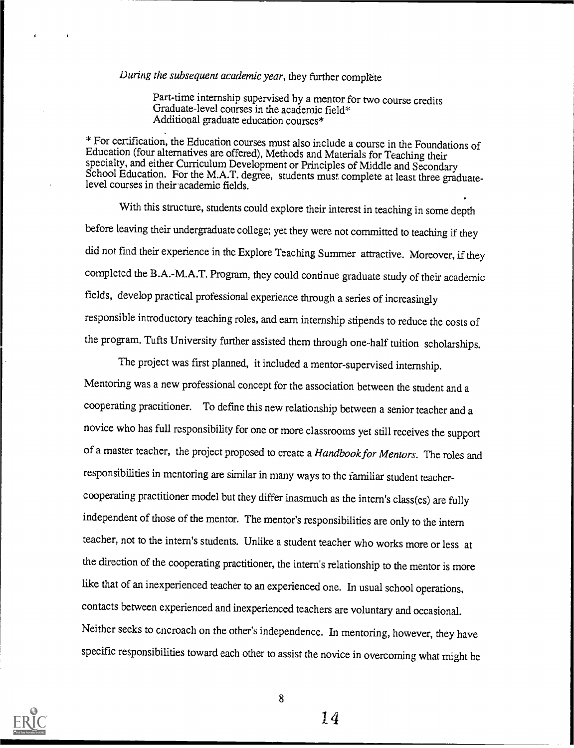*During the subsequent academic year*, they further complete

> Part-time internship supervised by a mentor for two course credits
> Graduate-level courses in the academic field*
> Additional graduate education courses*

* For certification, the Education courses must also include a course in the Foundations of Education (four alternatives are offered), Methods and Materials for Teaching their specialty, and either Curriculum Development or Principles of Middle and Secondary School Education. For the M.A.T. degree, students must complete at least three graduate-level courses in their academic fields.

With this structure, students could explore their interest in teaching in some depth before leaving their undergraduate college; yet they were not committed to teaching if they did not find their experience in the Explore Teaching Summer attractive. Moreover, if they completed the B.A.-M.A.T. Program, they could continue graduate study of their academic fields, develop practical professional experience through a series of increasingly responsible introductory teaching roles, and earn internship stipends to reduce the costs of the program. Tufts University further assisted them through one-half tuition scholarships.

The project was first planned, it included a mentor-supervised internship. Mentoring was a new professional concept for the association between the student and a cooperating practitioner. To define this new relationship between a senior teacher and a novice who has full responsibility for one or more classrooms yet still receives the support of a master teacher, the project proposed to create a *Handbook for Mentors*. The roles and responsibilities in mentoring are similar in many ways to the familiar student teacher-cooperating practitioner model but they differ inasmuch as the intern's class(es) are fully independent of those of the mentor. The mentor's responsibilities are only to the intern teacher, not to the intern's students. Unlike a student teacher who works more or less at the direction of the cooperating practitioner, the intern's relationship to the mentor is more like that of an inexperienced teacher to an experienced one. In usual school operations, contacts between experienced and inexperienced teachers are voluntary and occasional. Neither seeks to encroach on the other's independence. In mentoring, however, they have specific responsibilities toward each other to assist the novice in overcoming what might be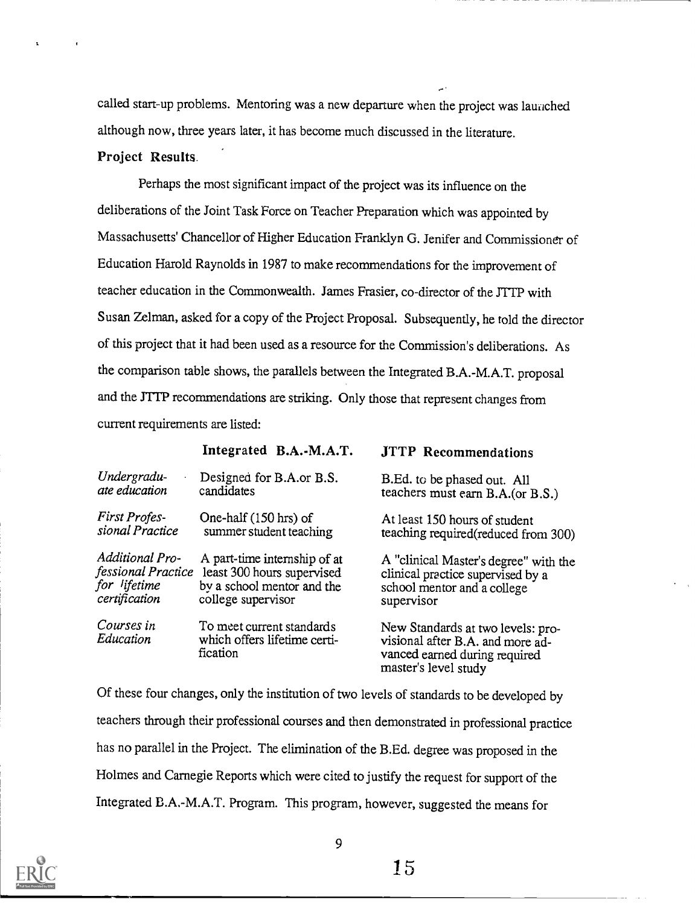called start-up problems. Mentoring was a new departure when the project was launched although now, three years later, it has become much discussed in the literature.

**Project Results.**

Perhaps the most significant impact of the project was its influence on the deliberations of the Joint Task Force on Teacher Preparation which was appointed by Massachusetts' Chancellor of Higher Education Franklyn G. Jenifer and Commissioner of Education Harold Raynolds in 1987 to make recommendations for the improvement of teacher education in the Commonwealth. James Frasier, co-director of the JTTP with Susan Zelman, asked for a copy of the Project Proposal. Subsequently, he told the director of this project that it had been used as a resource for the Commission's deliberations. As the comparison table shows, the parallels between the Integrated B.A.-M.A.T. proposal and the JTTP recommendations are striking. Only those that represent changes from current requirements are listed:

| | **Integrated B.A.-M.A.T.** | **JTTP Recommendations** |
|---|---|---|
| *Undergraduate education* | Designed for B.A.or B.S. candidates | B.Ed. to be phased out. All teachers must earn B.A.(or B.S.) |
| *First Professional Practice* | One-half (150 hrs) of summer student teaching | At least 150 hours of student teaching required(reduced from 300) |
| *Additional Professional Practice for lifetime certification* | A part-time internship of at least 300 hours supervised by a school mentor and the college supervisor | A "clinical Master's degree" with the clinical practice supervised by a school mentor and a college supervisor |
| *Courses in Education* | To meet current standards which offers lifetime certification | New Standards at two levels: provisional after B.A. and more advanced earned during required master's level study |

Of these four changes, only the institution of two levels of standards to be developed by teachers through their professional courses and then demonstrated in professional practice has no parallel in the Project. The elimination of the B.Ed. degree was proposed in the Holmes and Carnegie Reports which were cited to justify the request for support of the Integrated B.A.-M.A.T. Program. This program, however, suggested the means for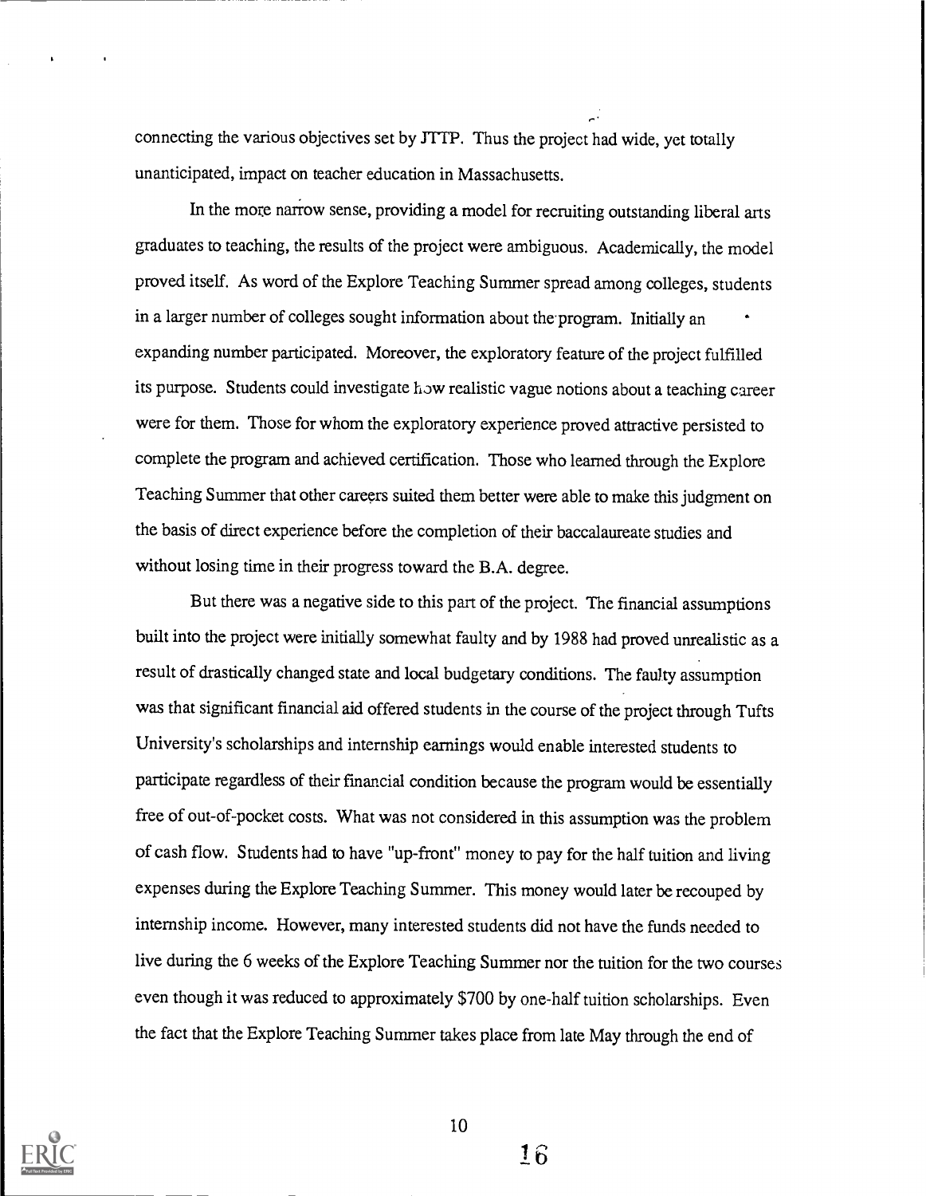connecting the various objectives set by JTTP. Thus the project had wide, yet totally unanticipated, impact on teacher education in Massachusetts.

In the more narrow sense, providing a model for recruiting outstanding liberal arts graduates to teaching, the results of the project were ambiguous. Academically, the model proved itself. As word of the Explore Teaching Summer spread among colleges, students in a larger number of colleges sought information about the program. Initially an expanding number participated. Moreover, the exploratory feature of the project fulfilled its purpose. Students could investigate how realistic vague notions about a teaching career were for them. Those for whom the exploratory experience proved attractive persisted to complete the program and achieved certification. Those who learned through the Explore Teaching Summer that other careers suited them better were able to make this judgment on the basis of direct experience before the completion of their baccalaureate studies and without losing time in their progress toward the B.A. degree.

But there was a negative side to this part of the project. The financial assumptions built into the project were initially somewhat faulty and by 1988 had proved unrealistic as a result of drastically changed state and local budgetary conditions. The faulty assumption was that significant financial aid offered students in the course of the project through Tufts University's scholarships and internship earnings would enable interested students to participate regardless of their financial condition because the program would be essentially free of out-of-pocket costs. What was not considered in this assumption was the problem of cash flow. Students had to have "up-front" money to pay for the half tuition and living expenses during the Explore Teaching Summer. This money would later be recouped by internship income. However, many interested students did not have the funds needed to live during the 6 weeks of the Explore Teaching Summer nor the tuition for the two courses even though it was reduced to approximately $700 by one-half tuition scholarships. Even the fact that the Explore Teaching Summer takes place from late May through the end of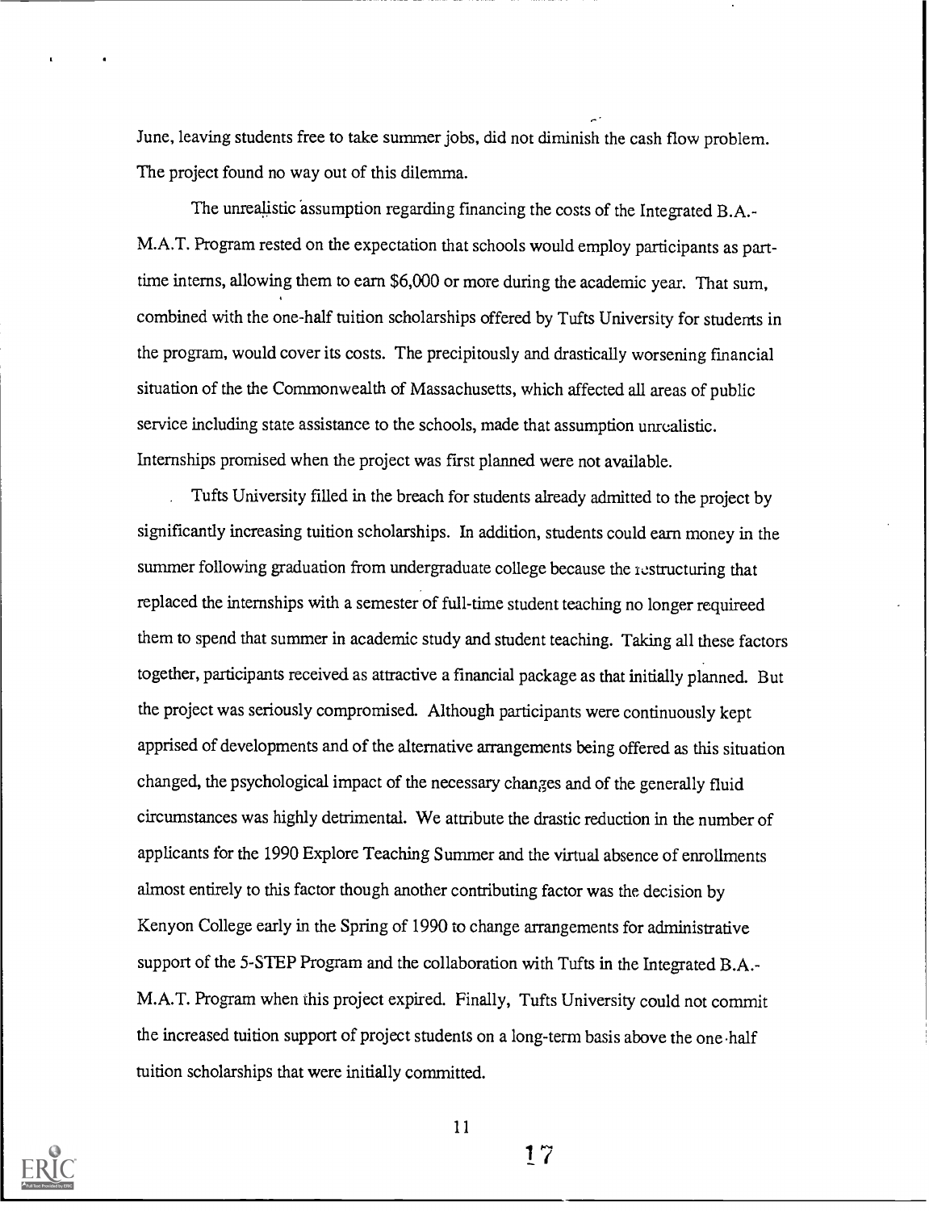June, leaving students free to take summer jobs, did not diminish the cash flow problem. The project found no way out of this dilemma.

The unrealistic assumption regarding financing the costs of the Integrated B.A.-M.A.T. Program rested on the expectation that schools would employ participants as part-time interns, allowing them to earn $6,000 or more during the academic year. That sum, combined with the one-half tuition scholarships offered by Tufts University for students in the program, would cover its costs. The precipitously and drastically worsening financial situation of the the Commonwealth of Massachusetts, which affected all areas of public service including state assistance to the schools, made that assumption unrealistic. Internships promised when the project was first planned were not available.

Tufts University filled in the breach for students already admitted to the project by significantly increasing tuition scholarships. In addition, students could earn money in the summer following graduation from undergraduate college because the restructuring that replaced the internships with a semester of full-time student teaching no longer requireed them to spend that summer in academic study and student teaching. Taking all these factors together, participants received as attractive a financial package as that initially planned. But the project was seriously compromised. Although participants were continuously kept apprised of developments and of the alternative arrangements being offered as this situation changed, the psychological impact of the necessary changes and of the generally fluid circumstances was highly detrimental. We attribute the drastic reduction in the number of applicants for the 1990 Explore Teaching Summer and the virtual absence of enrollments almost entirely to this factor though another contributing factor was the decision by Kenyon College early in the Spring of 1990 to change arrangements for administrative support of the 5-STEP Program and the collaboration with Tufts in the Integrated B.A.-M.A.T. Program when this project expired. Finally, Tufts University could not commit the increased tuition support of project students on a long-term basis above the one-half tuition scholarships that were initially committed.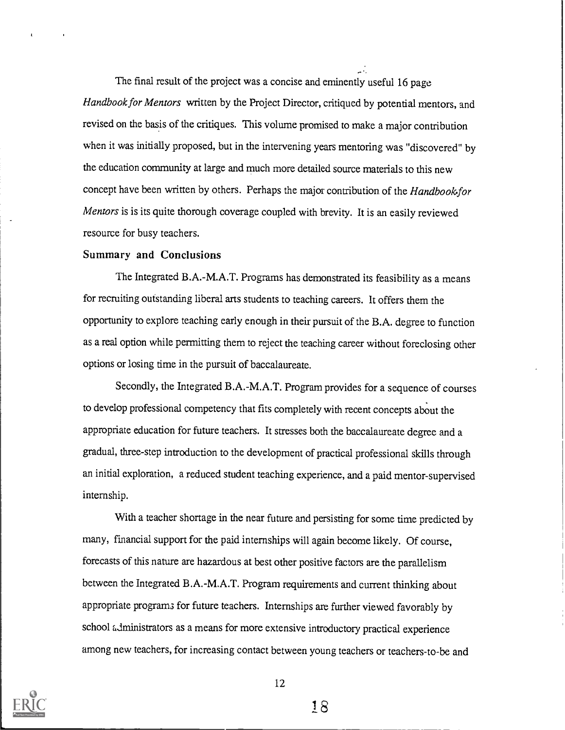The final result of the project was a concise and eminently useful 16 page *Handbook for Mentors* written by the Project Director, critiqued by potential mentors, and revised on the basis of the critiques. This volume promised to make a major contribution when it was initially proposed, but in the intervening years mentoring was "discovered" by the education community at large and much more detailed source materials to this new concept have been written by others. Perhaps the major contribution of the *Handbook for Mentors* is is its quite thorough coverage coupled with brevity. It is an easily reviewed resource for busy teachers.

### Summary and Conclusions

The Integrated B.A.-M.A.T. Programs has demonstrated its feasibility as a means for recruiting outstanding liberal arts students to teaching careers. It offers them the opportunity to explore teaching early enough in their pursuit of the B.A. degree to function as a real option while permitting them to reject the teaching career without foreclosing other options or losing time in the pursuit of baccalaureate.

Secondly, the Integrated B.A.-M.A.T. Program provides for a sequence of courses to develop professional competency that fits completely with recent concepts about the appropriate education for future teachers. It stresses both the baccalaureate degree and a gradual, three-step introduction to the development of practical professional skills through an initial exploration, a reduced student teaching experience, and a paid mentor-supervised internship.

With a teacher shortage in the near future and persisting for some time predicted by many, financial support for the paid internships will again become likely. Of course, forecasts of this nature are hazardous at best other positive factors are the parallelism between the Integrated B.A.-M.A.T. Program requirements and current thinking about appropriate programs for future teachers. Internships are further viewed favorably by school administrators as a means for more extensive introductory practical experience among new teachers, for increasing contact between young teachers or teachers-to-be and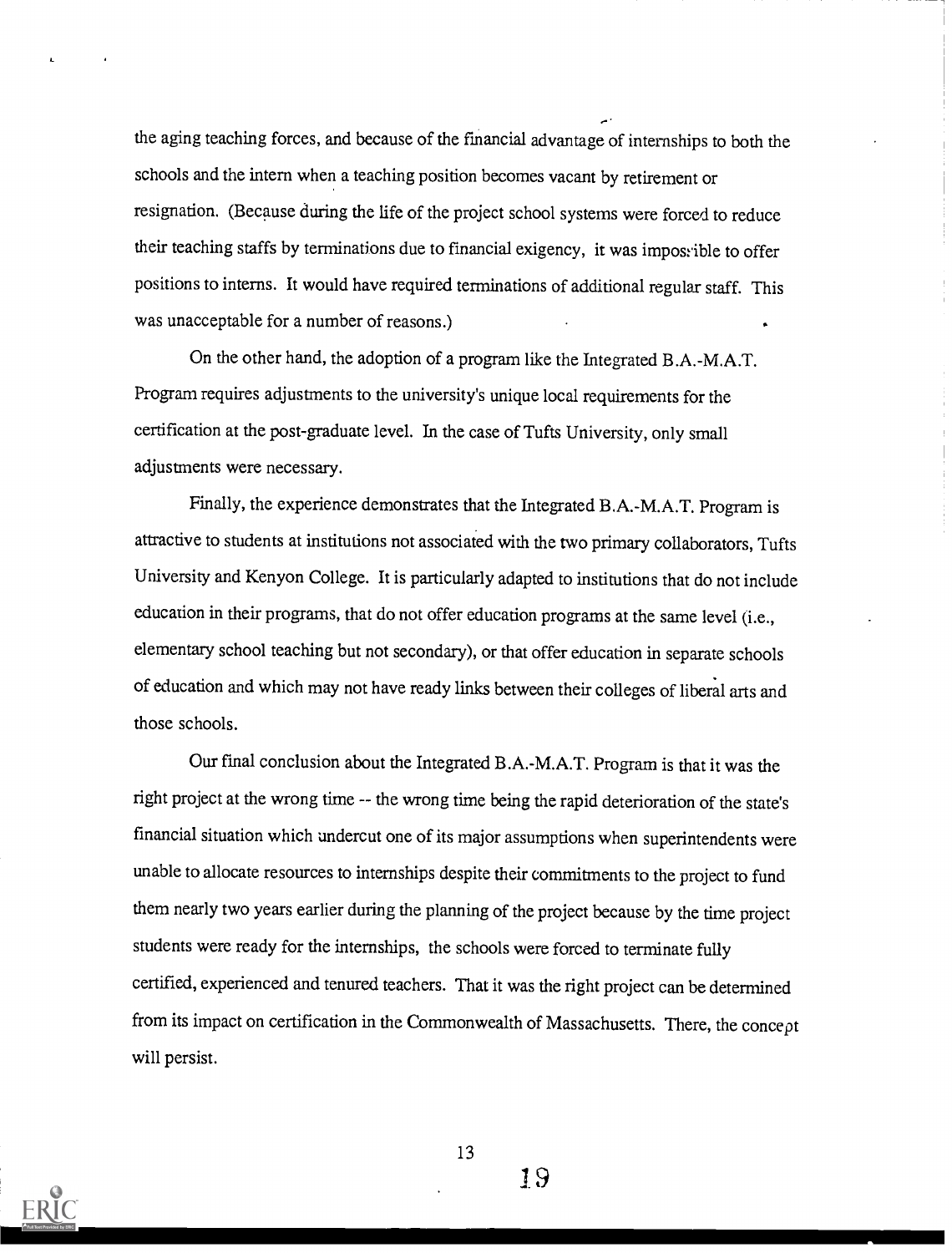the aging teaching forces, and because of the financial advantage of internships to both the schools and the intern when a teaching position becomes vacant by retirement or resignation. (Because during the life of the project school systems were forced to reduce their teaching staffs by terminations due to financial exigency, it was impossible to offer positions to interns. It would have required terminations of additional regular staff. This was unacceptable for a number of reasons.)

On the other hand, the adoption of a program like the Integrated B.A.-M.A.T. Program requires adjustments to the university's unique local requirements for the certification at the post-graduate level. In the case of Tufts University, only small adjustments were necessary.

Finally, the experience demonstrates that the Integrated B.A.-M.A.T. Program is attractive to students at institutions not associated with the two primary collaborators, Tufts University and Kenyon College. It is particularly adapted to institutions that do not include education in their programs, that do not offer education programs at the same level (i.e., elementary school teaching but not secondary), or that offer education in separate schools of education and which may not have ready links between their colleges of liberal arts and those schools.

Our final conclusion about the Integrated B.A.-M.A.T. Program is that it was the right project at the wrong time -- the wrong time being the rapid deterioration of the state's financial situation which undercut one of its major assumptions when superintendents were unable to allocate resources to internships despite their commitments to the project to fund them nearly two years earlier during the planning of the project because by the time project students were ready for the internships, the schools were forced to terminate fully certified, experienced and tenured teachers. That it was the right project can be determined from its impact on certification in the Commonwealth of Massachusetts. There, the concept will persist.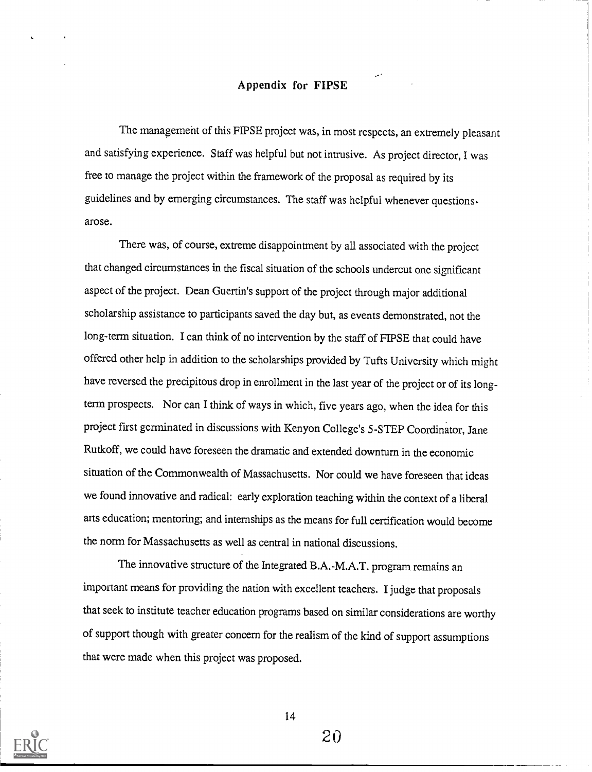## Appendix for FIPSE

The management of this FIPSE project was, in most respects, an extremely pleasant and satisfying experience. Staff was helpful but not intrusive. As project director, I was free to manage the project within the framework of the proposal as required by its guidelines and by emerging circumstances. The staff was helpful whenever questions arose.

There was, of course, extreme disappointment by all associated with the project that changed circumstances in the fiscal situation of the schools undercut one significant aspect of the project. Dean Guertin's support of the project through major additional scholarship assistance to participants saved the day but, as events demonstrated, not the long-term situation. I can think of no intervention by the staff of FIPSE that could have offered other help in addition to the scholarships provided by Tufts University which might have reversed the precipitous drop in enrollment in the last year of the project or of its long-term prospects. Nor can I think of ways in which, five years ago, when the idea for this project first germinated in discussions with Kenyon College's 5-STEP Coordinator, Jane Rutkoff, we could have foreseen the dramatic and extended downturn in the economic situation of the Commonwealth of Massachusetts. Nor could we have foreseen that ideas we found innovative and radical: early exploration teaching within the context of a liberal arts education; mentoring; and internships as the means for full certification would become the norm for Massachusetts as well as central in national discussions.

The innovative structure of the Integrated B.A.-M.A.T. program remains an important means for providing the nation with excellent teachers. I judge that proposals that seek to institute teacher education programs based on similar considerations are worthy of support though with greater concern for the realism of the kind of support assumptions that were made when this project was proposed.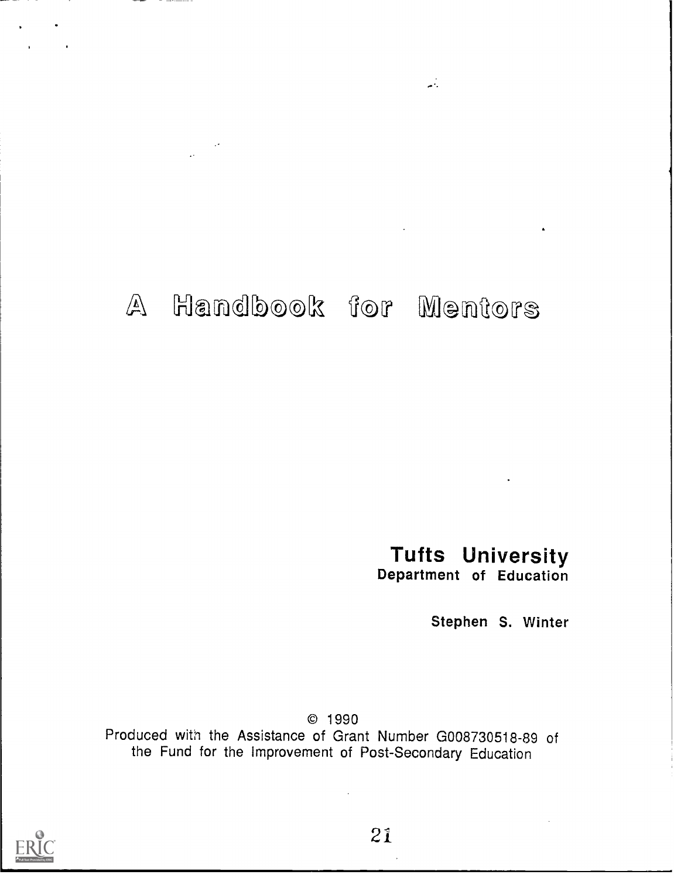# A Handbook for Mentors

**Tufts University**
**Department of Education**

**Stephen S. Winter**

© 1990
Produced with the Assistance of Grant Number G008730518-89 of the Fund for the Improvement of Post-Secondary Education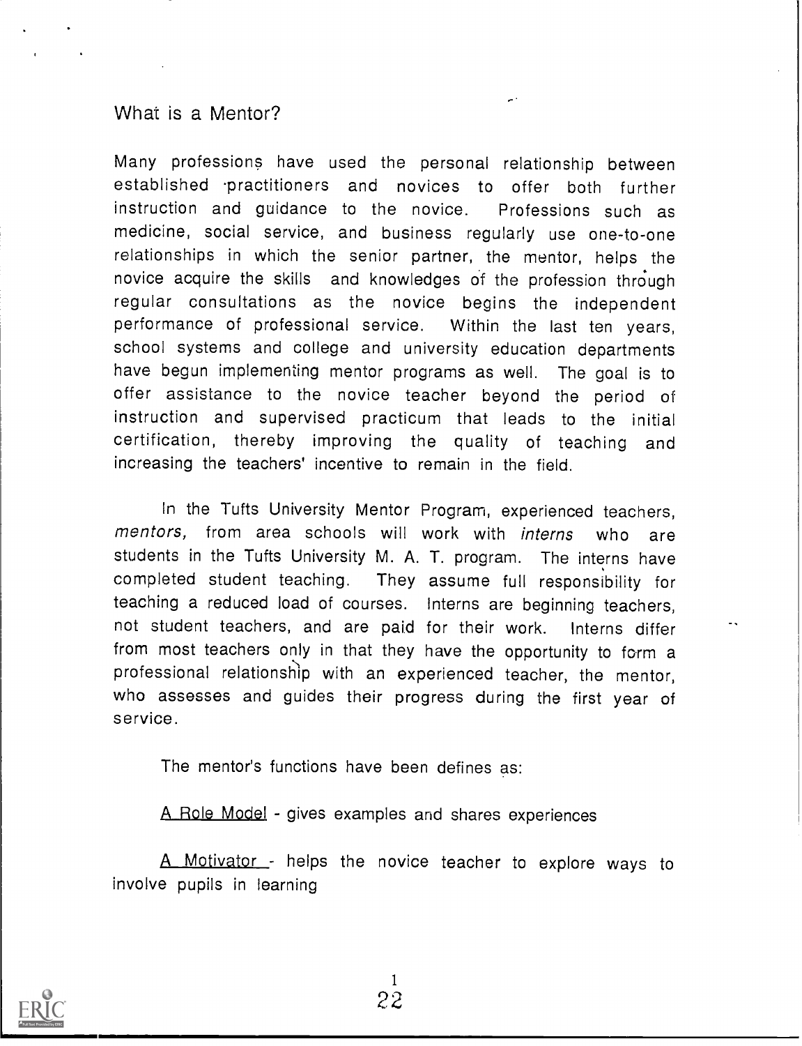## What is a Mentor?

Many professions have used the personal relationship between established practitioners and novices to offer both further instruction and guidance to the novice. Professions such as medicine, social service, and business regularly use one-to-one relationships in which the senior partner, the mentor, helps the novice acquire the skills and knowledges of the profession through regular consultations as the novice begins the independent performance of professional service. Within the last ten years, school systems and college and university education departments have begun implementing mentor programs as well. The goal is to offer assistance to the novice teacher beyond the period of instruction and supervised practicum that leads to the initial certification, thereby improving the quality of teaching and increasing the teachers' incentive to remain in the field.

In the Tufts University Mentor Program, experienced teachers, *mentors,* from area schools will work with *interns* who are students in the Tufts University M. A. T. program. The interns have completed student teaching. They assume full responsibility for teaching a reduced load of courses. Interns are beginning teachers, not student teachers, and are paid for their work. Interns differ from most teachers only in that they have the opportunity to form a professional relationship with an experienced teacher, the mentor, who assesses and guides their progress during the first year of service.

The mentor's functions have been defines as:

<u>A Role Model</u> - gives examples and shares experiences

<u>A Motivator</u> - helps the novice teacher to explore ways to involve pupils in learning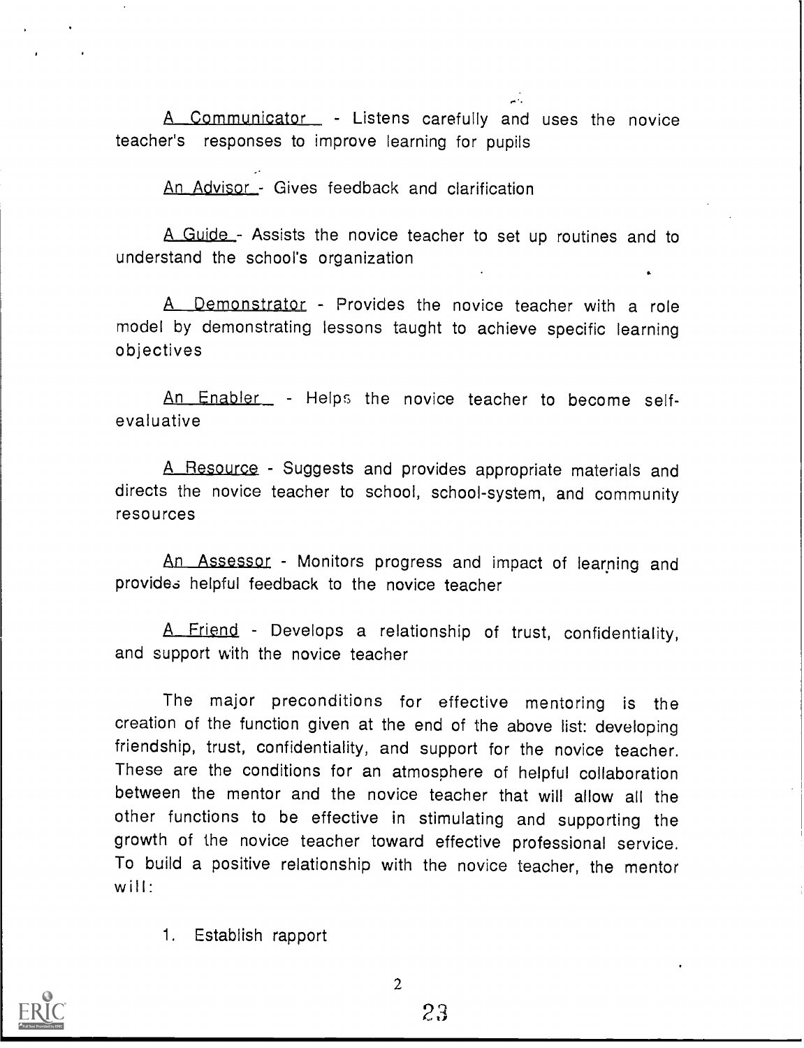<u>A Communicator</u> - Listens carefully and uses the novice teacher's responses to improve learning for pupils

<u>An Advisor</u> - Gives feedback and clarification

<u>A Guide</u> - Assists the novice teacher to set up routines and to understand the school's organization

<u>A Demonstrator</u> - Provides the novice teacher with a role model by demonstrating lessons taught to achieve specific learning objectives

<u>An Enabler</u> - Helps the novice teacher to become self-evaluative

<u>A Resource</u> - Suggests and provides appropriate materials and directs the novice teacher to school, school-system, and community resources

<u>An Assessor</u> - Monitors progress and impact of learning and provides helpful feedback to the novice teacher

<u>A Friend</u> - Develops a relationship of trust, confidentiality, and support with the novice teacher

The major preconditions for effective mentoring is the creation of the function given at the end of the above list: developing friendship, trust, confidentiality, and support for the novice teacher. These are the conditions for an atmosphere of helpful collaboration between the mentor and the novice teacher that will allow all the other functions to be effective in stimulating and supporting the growth of the novice teacher toward effective professional service. To build a positive relationship with the novice teacher, the mentor will:

1. Establish rapport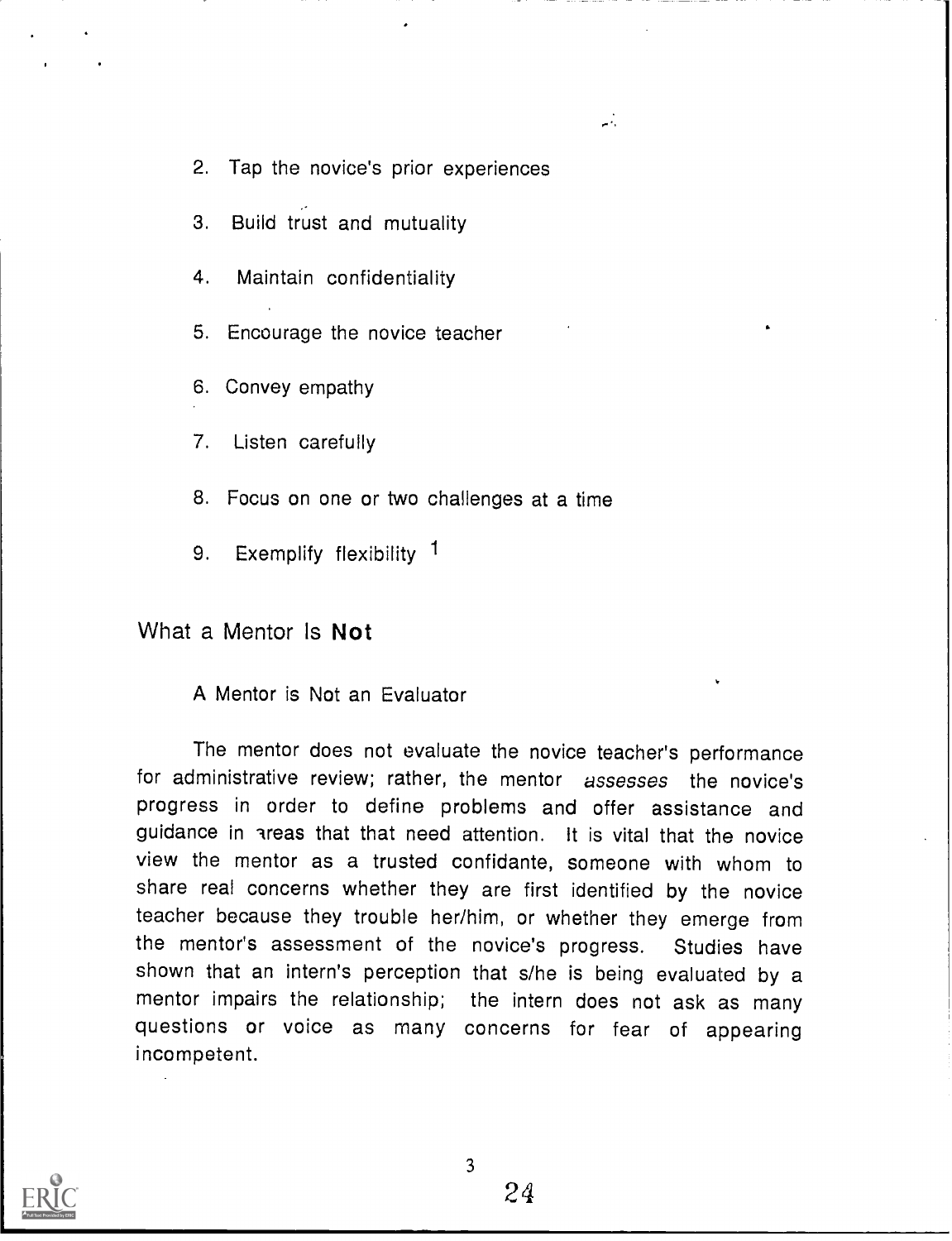2. Tap the novice's prior experiences
3. Build trust and mutuality
4. Maintain confidentiality
5. Encourage the novice teacher
6. Convey empathy
7. Listen carefully
8. Focus on one or two challenges at a time
9. Exemplify flexibility [1]

## What a Mentor Is **Not**

A Mentor is Not an Evaluator

The mentor does not evaluate the novice teacher's performance for administrative review; rather, the mentor *assesses* the novice's progress in order to define problems and offer assistance and guidance in areas that that need attention. It is vital that the novice view the mentor as a trusted confidante, someone with whom to share real concerns whether they are first identified by the novice teacher because they trouble her/him, or whether they emerge from the mentor's assessment of the novice's progress. Studies have shown that an intern's perception that s/he is being evaluated by a mentor impairs the relationship; the intern does not ask as many questions or voice as many concerns for fear of appearing incompetent.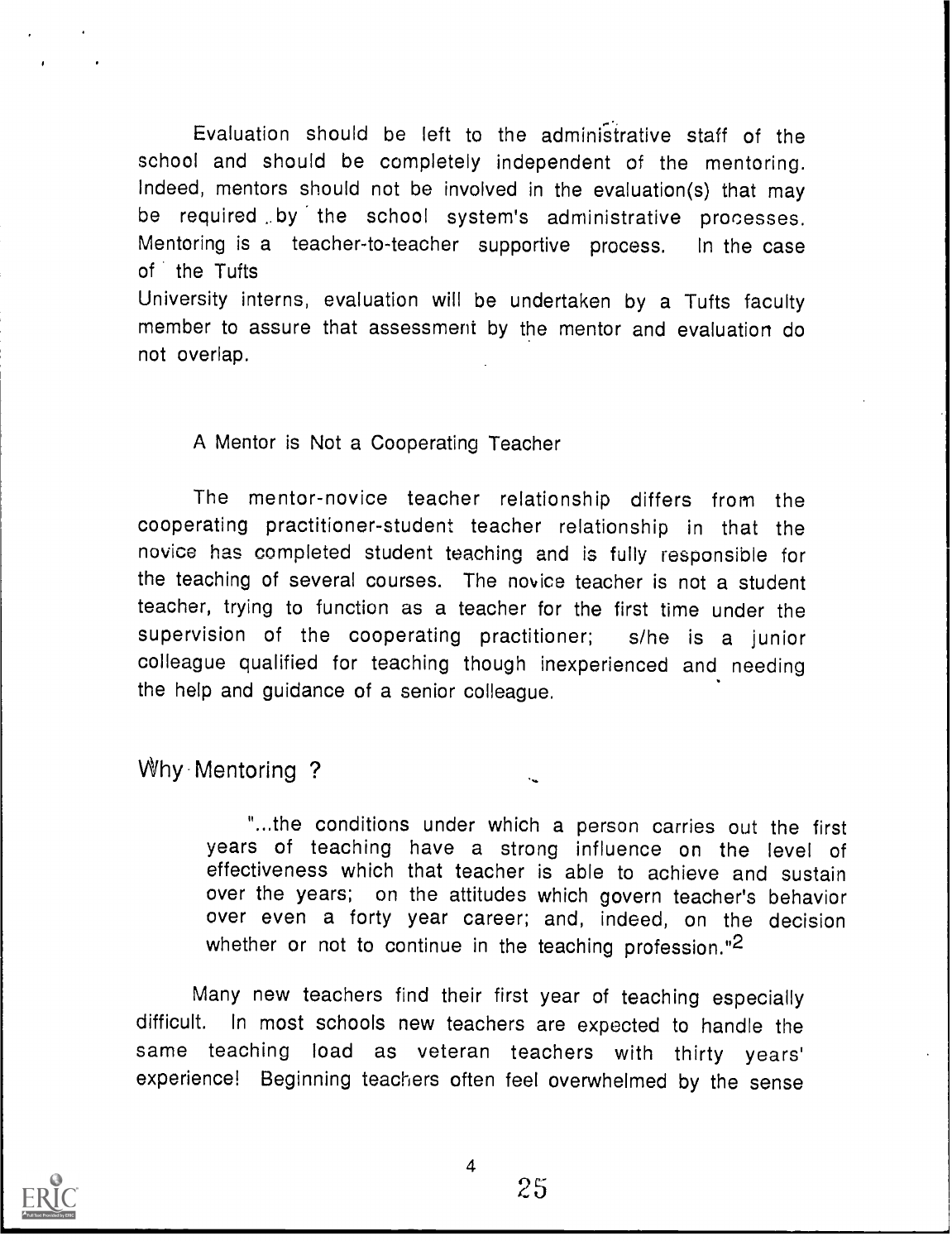Evaluation should be left to the administrative staff of the school and should be completely independent of the mentoring. Indeed, mentors should not be involved in the evaluation(s) that may be required by the school system's administrative processes. Mentoring is a teacher-to-teacher supportive process. In the case of the Tufts University interns, evaluation will be undertaken by a Tufts faculty member to assure that assessment by the mentor and evaluation do not overlap.

### A Mentor is Not a Cooperating Teacher

The mentor-novice teacher relationship differs from the cooperating practitioner-student teacher relationship in that the novice has completed student teaching and is fully responsible for the teaching of several courses. The novice teacher is not a student teacher, trying to function as a teacher for the first time under the supervision of the cooperating practitioner; s/he is a junior colleague qualified for teaching though inexperienced and needing the help and guidance of a senior colleague.

## Why Mentoring ?

> "...the conditions under which a person carries out the first years of teaching have a strong influence on the level of effectiveness which that teacher is able to achieve and sustain over the years; on the attitudes which govern teacher's behavior over even a forty year career; and, indeed, on the decision whether or not to continue in the teaching profession."[2]

Many new teachers find their first year of teaching especially difficult. In most schools new teachers are expected to handle the same teaching load as veteran teachers with thirty years' experience! Beginning teachers often feel overwhelmed by the sense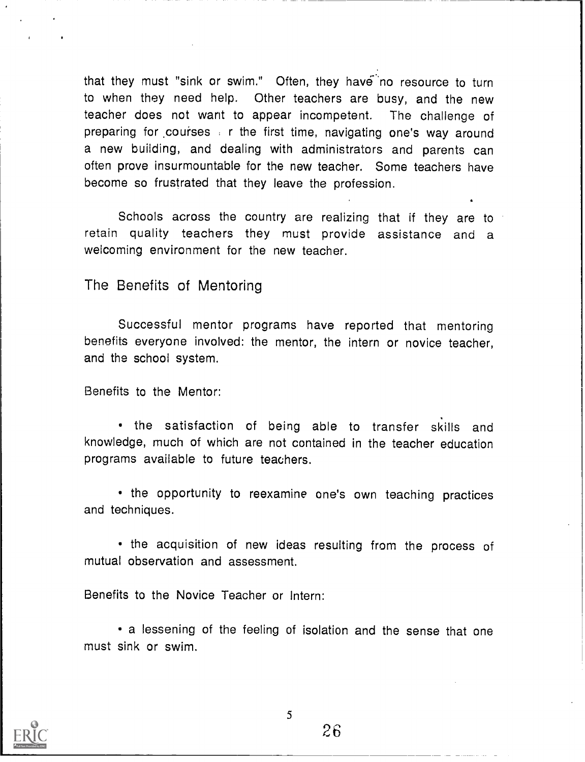that they must "sink or swim." Often, they have no resource to turn to when they need help. Other teachers are busy, and the new teacher does not want to appear incompetent. The challenge of preparing for courses for the first time, navigating one's way around a new building, and dealing with administrators and parents can often prove insurmountable for the new teacher. Some teachers have become so frustrated that they leave the profession.

Schools across the country are realizing that if they are to retain quality teachers they must provide assistance and a welcoming environment for the new teacher.

## The Benefits of Mentoring

Successful mentor programs have reported that mentoring benefits everyone involved: the mentor, the intern or novice teacher, and the school system.

Benefits to the Mentor:

- the satisfaction of being able to transfer skills and knowledge, much of which are not contained in the teacher education programs available to future teachers.

- the opportunity to reexamine one's own teaching practices and techniques.

- the acquisition of new ideas resulting from the process of mutual observation and assessment.

Benefits to the Novice Teacher or Intern:

- a lessening of the feeling of isolation and the sense that one must sink or swim.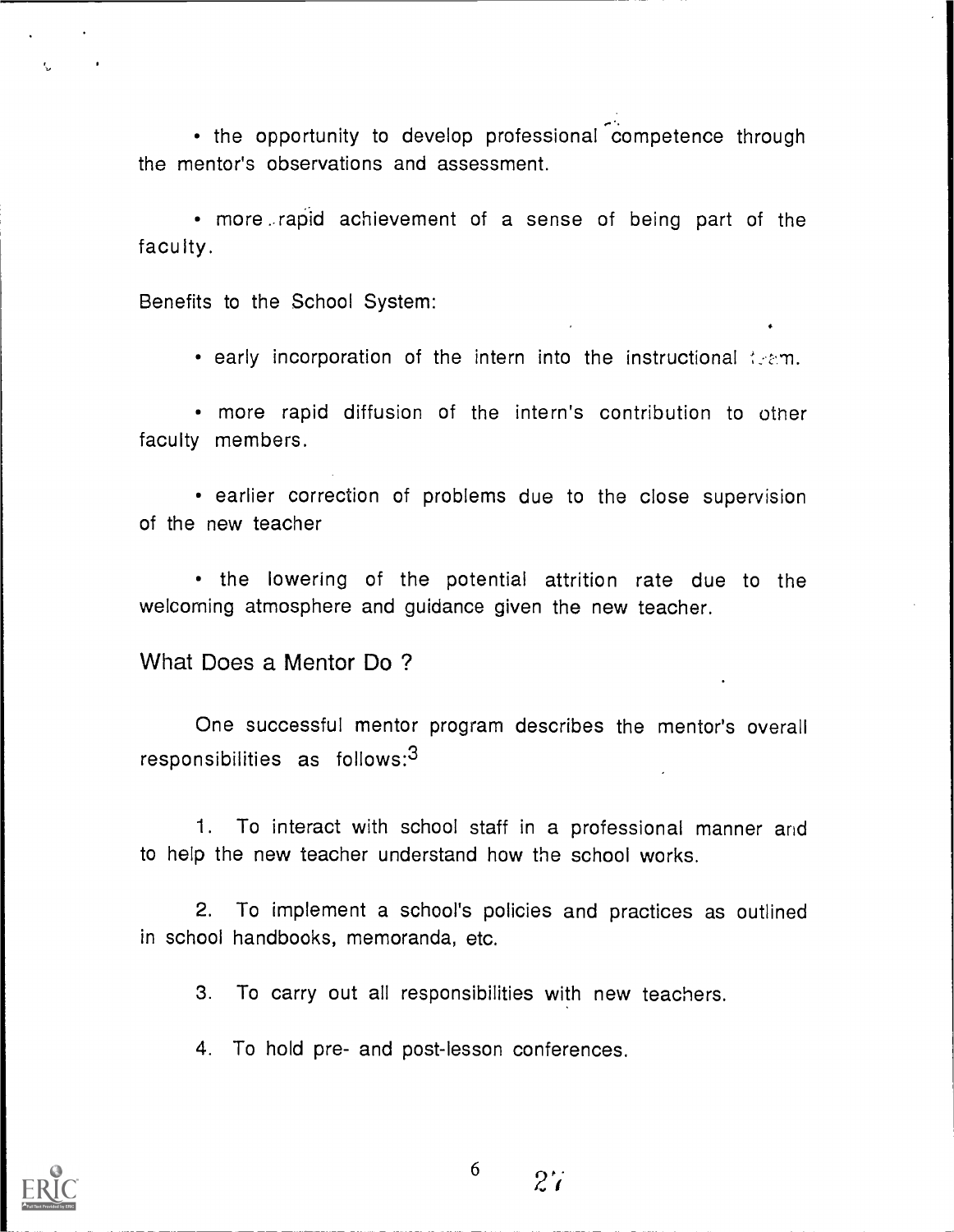- the opportunity to develop professional competence through the mentor's observations and assessment.

- more rapid achievement of a sense of being part of the faculty.

Benefits to the School System:

- early incorporation of the intern into the instructional team.

- more rapid diffusion of the intern's contribution to other faculty members.

- earlier correction of problems due to the close supervision of the new teacher

- the lowering of the potential attrition rate due to the welcoming atmosphere and guidance given the new teacher.

## What Does a Mentor Do ?

One successful mentor program describes the mentor's overall responsibilities as follows:[3]

1. To interact with school staff in a professional manner and to help the new teacher understand how the school works.

2. To implement a school's policies and practices as outlined in school handbooks, memoranda, etc.

3. To carry out all responsibilities with new teachers.

4. To hold pre- and post-lesson conferences.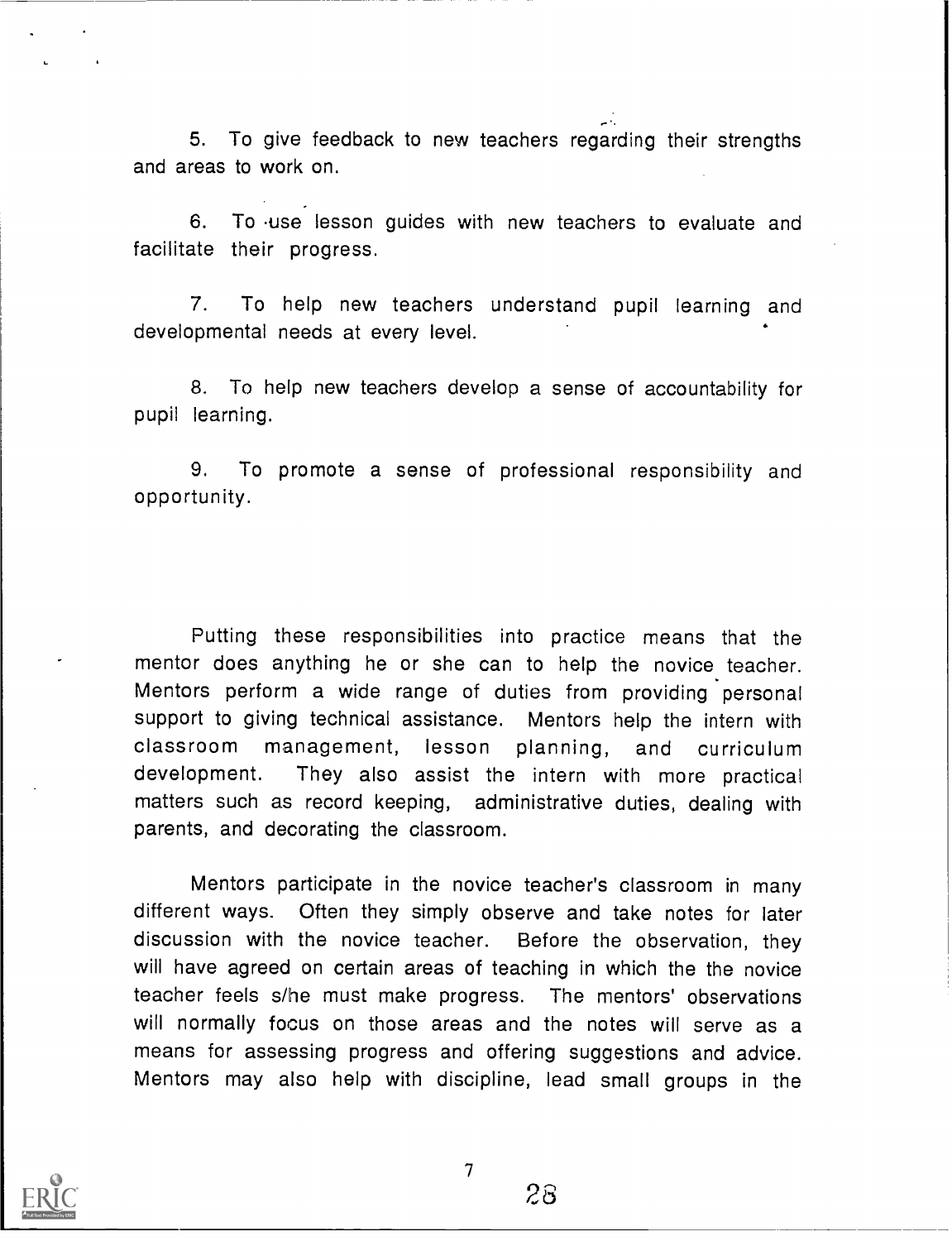5. To give feedback to new teachers regarding their strengths and areas to work on.

6. To use lesson guides with new teachers to evaluate and facilitate their progress.

7. To help new teachers understand pupil learning and developmental needs at every level.

8. To help new teachers develop a sense of accountability for pupil learning.

9. To promote a sense of professional responsibility and opportunity.

Putting these responsibilities into practice means that the mentor does anything he or she can to help the novice teacher. Mentors perform a wide range of duties from providing personal support to giving technical assistance. Mentors help the intern with classroom management, lesson planning, and curriculum development. They also assist the intern with more practical matters such as record keeping, administrative duties, dealing with parents, and decorating the classroom.

Mentors participate in the novice teacher's classroom in many different ways. Often they simply observe and take notes for later discussion with the novice teacher. Before the observation, they will have agreed on certain areas of teaching in which the the novice teacher feels s/he must make progress. The mentors' observations will normally focus on those areas and the notes will serve as a means for assessing progress and offering suggestions and advice. Mentors may also help with discipline, lead small groups in the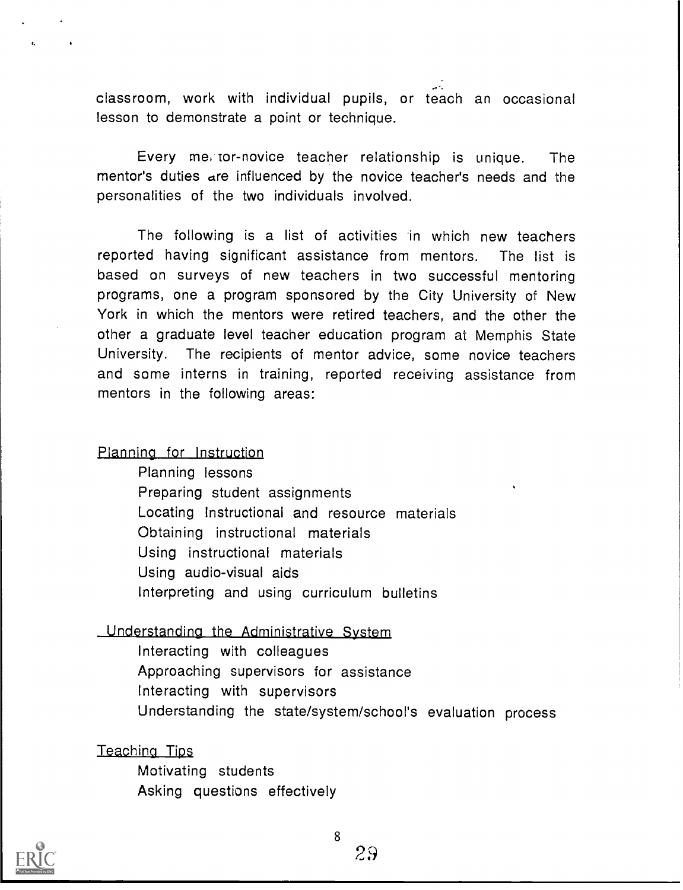classroom, work with individual pupils, or teach an occasional lesson to demonstrate a point or technique.

Every mentor-novice teacher relationship is unique. The mentor's duties are influenced by the novice teacher's needs and the personalities of the two individuals involved.

The following is a list of activities in which new teachers reported having significant assistance from mentors. The list is based on surveys of new teachers in two successful mentoring programs, one a program sponsored by the City University of New York in which the mentors were retired teachers, and the other the other a graduate level teacher education program at Memphis State University. The recipients of mentor advice, some novice teachers and some interns in training, reported receiving assistance from mentors in the following areas:

<u>Planning for Instruction</u>

- Planning lessons
- Preparing student assignments
- Locating Instructional and resource materials
- Obtaining instructional materials
- Using instructional materials
- Using audio-visual aids
- Interpreting and using curriculum bulletins

<u>Understanding the Administrative System</u>

- Interacting with colleagues
- Approaching supervisors for assistance
- Interacting with supervisors
- Understanding the state/system/school's evaluation process

<u>Teaching Tips</u>

- Motivating students
- Asking questions effectively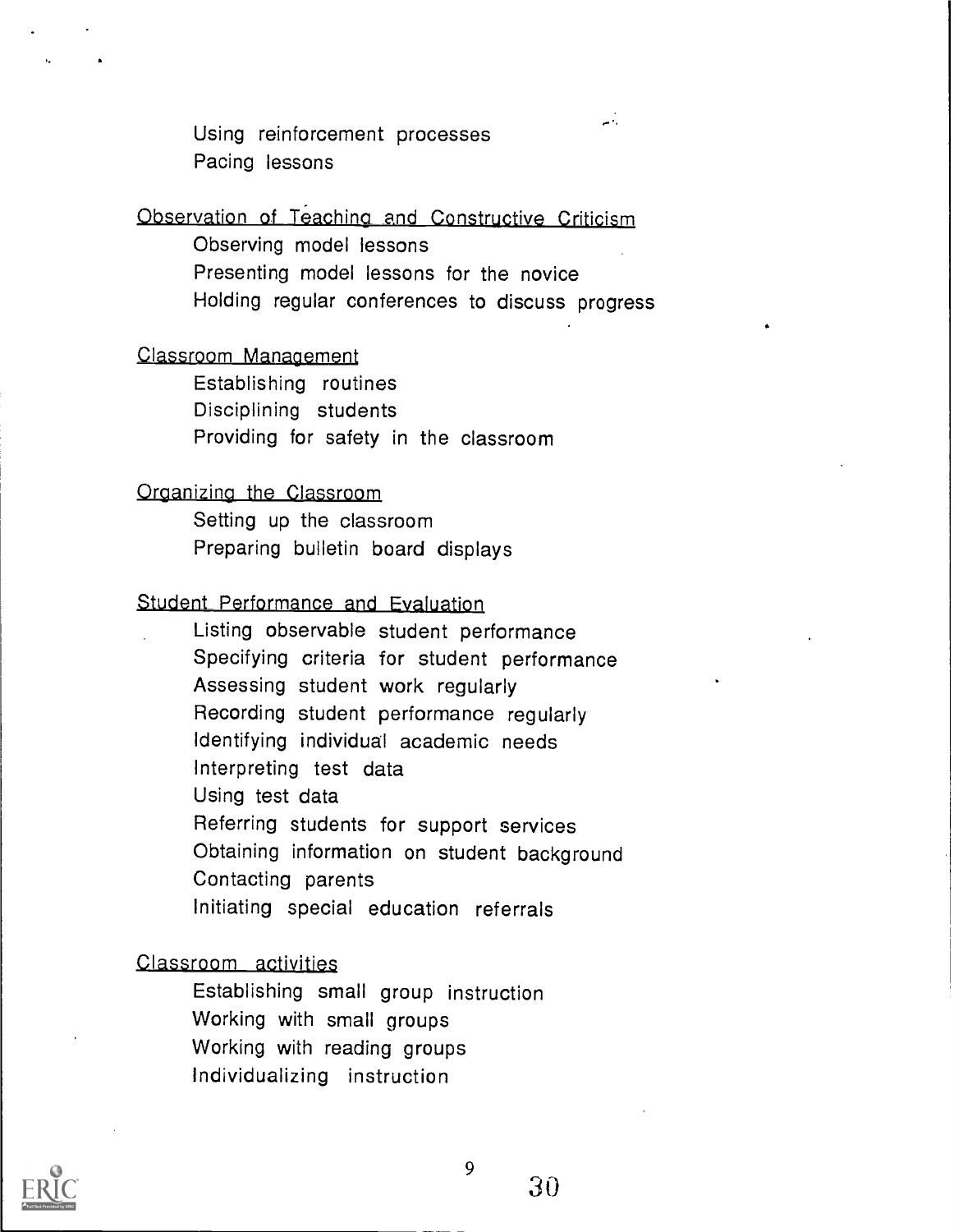Using reinforcement processes
Pacing lessons

<u>Observation of Teaching and Constructive Criticism</u>

Observing model lessons
Presenting model lessons for the novice
Holding regular conferences to discuss progress

<u>Classroom Management</u>

Establishing routines
Disciplining students
Providing for safety in the classroom

<u>Organizing the Classroom</u>

Setting up the classroom
Preparing bulletin board displays

<u>Student Performance and Evaluation</u>

Listing observable student performance
Specifying criteria for student performance
Assessing student work regularly
Recording student performance regularly
Identifying individual academic needs
Interpreting test data
Using test data
Referring students for support services
Obtaining information on student background
Contacting parents
Initiating special education referrals

<u>Classroom activities</u>

Establishing small group instruction
Working with small groups
Working with reading groups
Individualizing instruction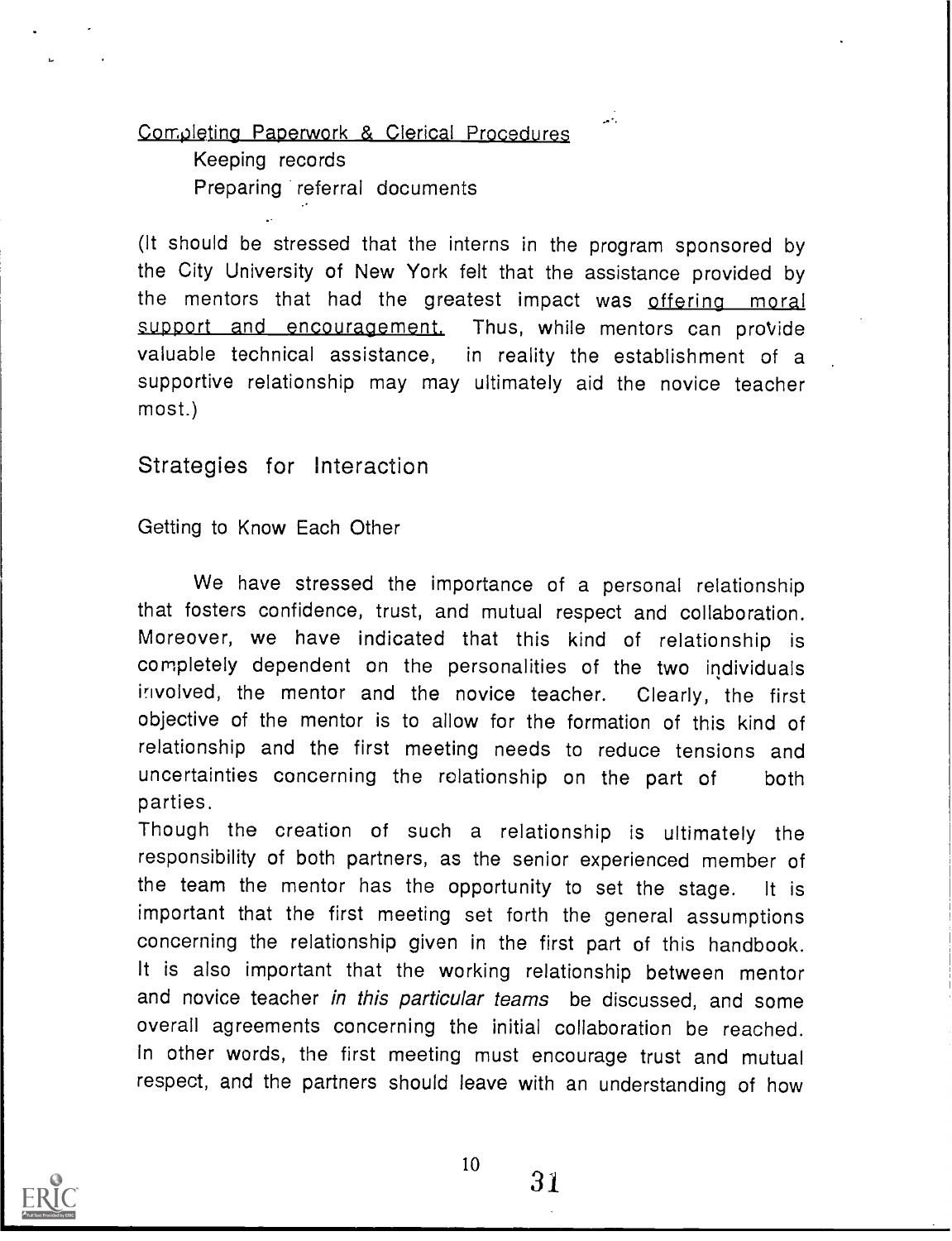Completing Paperwork & Clerical Procedures

Keeping records

Preparing referral documents

(It should be stressed that the interns in the program sponsored by the City University of New York felt that the assistance provided by the mentors that had the greatest impact was offering moral support and encouragement. Thus, while mentors can provide valuable technical assistance, in reality the establishment of a supportive relationship may may ultimately aid the novice teacher most.)

## Strategies for Interaction

### Getting to Know Each Other

We have stressed the importance of a personal relationship that fosters confidence, trust, and mutual respect and collaboration. Moreover, we have indicated that this kind of relationship is completely dependent on the personalities of the two individuals involved, the mentor and the novice teacher. Clearly, the first objective of the mentor is to allow for the formation of this kind of relationship and the first meeting needs to reduce tensions and uncertainties concerning the relationship on the part of both parties.

Though the creation of such a relationship is ultimately the responsibility of both partners, as the senior experienced member of the team the mentor has the opportunity to set the stage. It is important that the first meeting set forth the general assumptions concerning the relationship given in the first part of this handbook. It is also important that the working relationship between mentor and novice teacher *in this particular teams* be discussed, and some overall agreements concerning the initial collaboration be reached. In other words, the first meeting must encourage trust and mutual respect, and the partners should leave with an understanding of how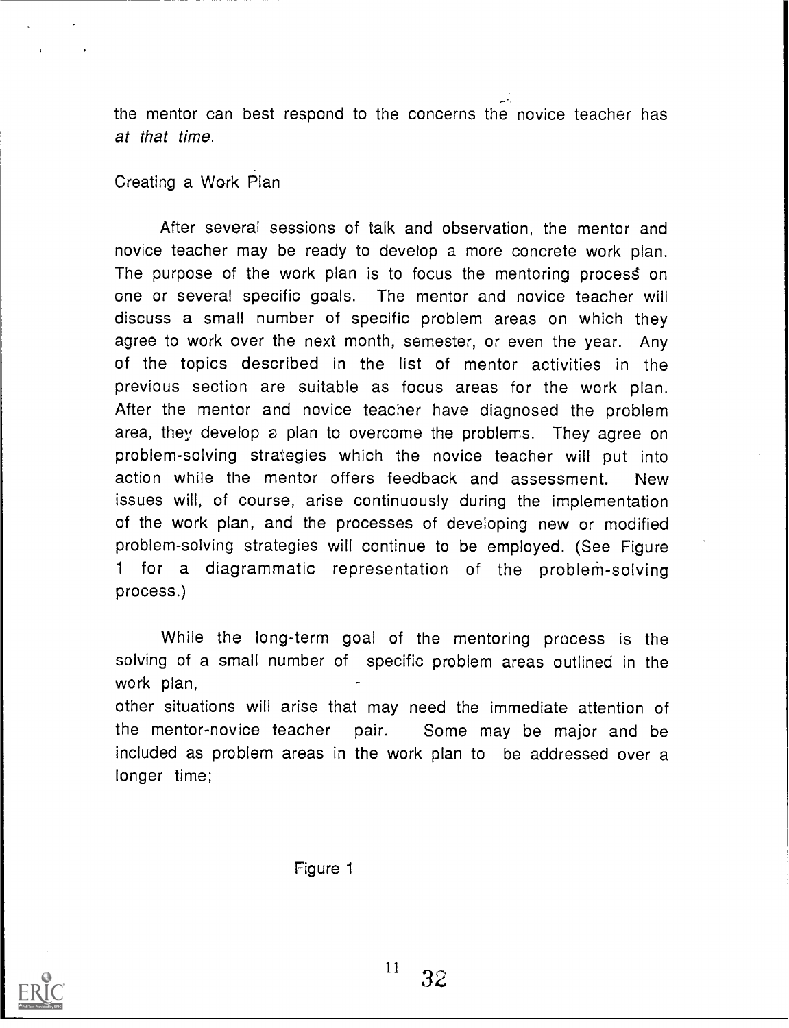the mentor can best respond to the concerns the novice teacher has *at that time*.

### Creating a Work Plan

After several sessions of talk and observation, the mentor and novice teacher may be ready to develop a more concrete work plan. The purpose of the work plan is to focus the mentoring process on one or several specific goals. The mentor and novice teacher will discuss a small number of specific problem areas on which they agree to work over the next month, semester, or even the year. Any of the topics described in the list of mentor activities in the previous section are suitable as focus areas for the work plan. After the mentor and novice teacher have diagnosed the problem area, they develop a plan to overcome the problems. They agree on problem-solving strategies which the novice teacher will put into action while the mentor offers feedback and assessment. New issues will, of course, arise continuously during the implementation of the work plan, and the processes of developing new or modified problem-solving strategies will continue to be employed. (See Figure 1 for a diagrammatic representation of the problem-solving process.)

While the long-term goal of the mentoring process is the solving of a small number of specific problem areas outlined in the work plan,
other situations will arise that may need the immediate attention of the mentor-novice teacher pair. Some may be major and be included as problem areas in the work plan to be addressed over a longer time;

Figure 1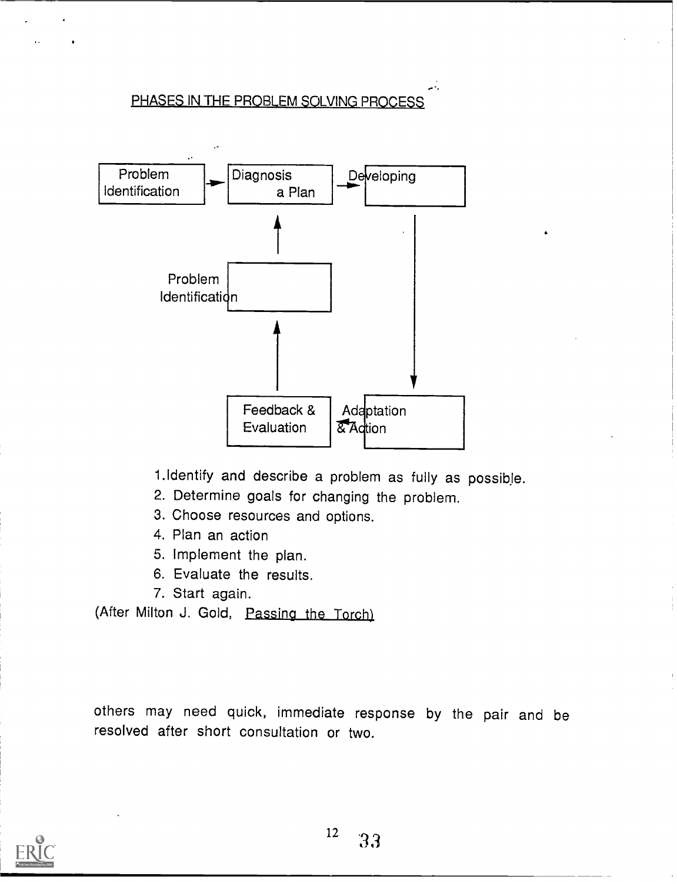## PHASES IN THE PROBLEM SOLVING PROCESS

Problem Identification → Diagnosis a Plan → Developing

Problem Identification

Feedback & Evaluation ← Adaptation & Action

1. Identify and describe a problem as fully as possible.
2. Determine goals for changing the problem.
3. Choose resources and options.
4. Plan an action
5. Implement the plan.
6. Evaluate the results.
7. Start again.

(After Milton J. Gold, Passing the Torch)

others may need quick, immediate response by the pair and be resolved after short consultation or two.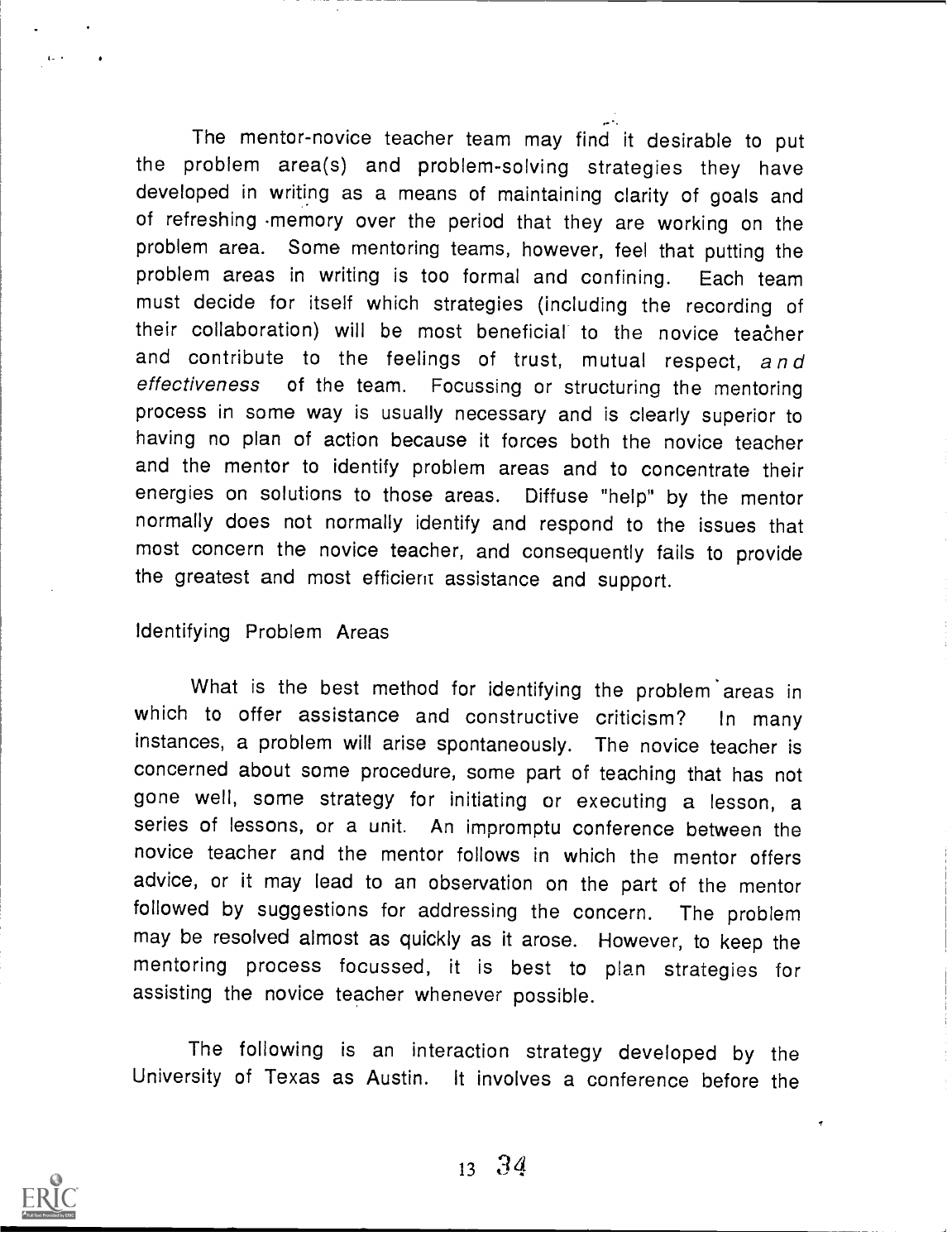The mentor-novice teacher team may find it desirable to put the problem area(s) and problem-solving strategies they have developed in writing as a means of maintaining clarity of goals and of refreshing memory over the period that they are working on the problem area. Some mentoring teams, however, feel that putting the problem areas in writing is too formal and confining. Each team must decide for itself which strategies (including the recording of their collaboration) will be most beneficial to the novice teacher and contribute to the feelings of trust, mutual respect, *and effectiveness* of the team. Focussing or structuring the mentoring process in some way is usually necessary and is clearly superior to having no plan of action because it forces both the novice teacher and the mentor to identify problem areas and to concentrate their energies on solutions to those areas. Diffuse "help" by the mentor normally does not normally identify and respond to the issues that most concern the novice teacher, and consequently fails to provide the greatest and most efficient assistance and support.

## Identifying Problem Areas

What is the best method for identifying the problem areas in which to offer assistance and constructive criticism? In many instances, a problem will arise spontaneously. The novice teacher is concerned about some procedure, some part of teaching that has not gone well, some strategy for initiating or executing a lesson, a series of lessons, or a unit. An impromptu conference between the novice teacher and the mentor follows in which the mentor offers advice, or it may lead to an observation on the part of the mentor followed by suggestions for addressing the concern. The problem may be resolved almost as quickly as it arose. However, to keep the mentoring process focussed, it is best to plan strategies for assisting the novice teacher whenever possible.

The following is an interaction strategy developed by the University of Texas as Austin. It involves a conference before the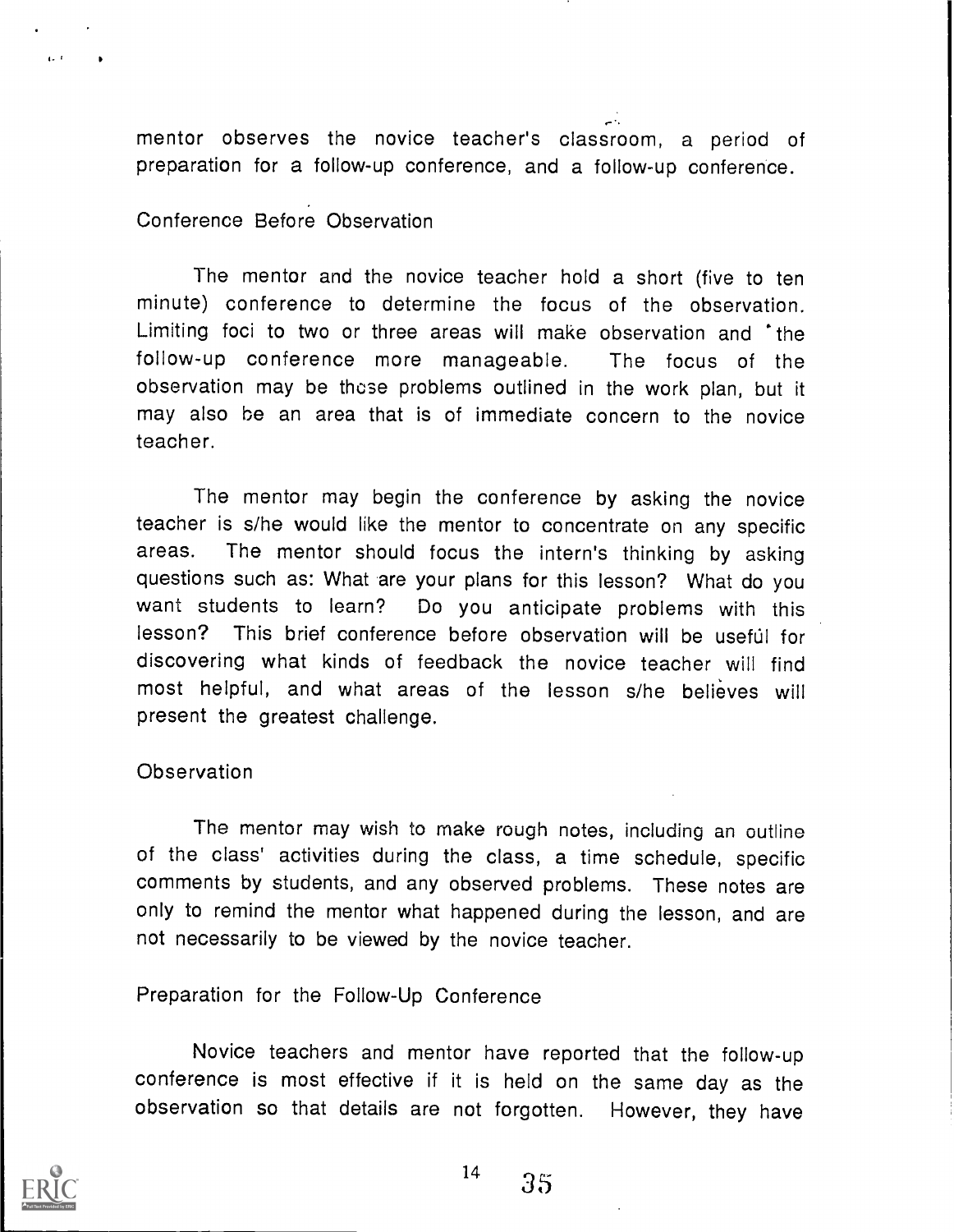mentor observes the novice teacher's classroom, a period of preparation for a follow-up conference, and a follow-up conference.

### Conference Before Observation

The mentor and the novice teacher hold a short (five to ten minute) conference to determine the focus of the observation. Limiting foci to two or three areas will make observation and the follow-up conference more manageable. The focus of the observation may be those problems outlined in the work plan, but it may also be an area that is of immediate concern to the novice teacher.

The mentor may begin the conference by asking the novice teacher is s/he would like the mentor to concentrate on any specific areas. The mentor should focus the intern's thinking by asking questions such as: What are your plans for this lesson? What do you want students to learn? Do you anticipate problems with this lesson? This brief conference before observation will be useful for discovering what kinds of feedback the novice teacher will find most helpful, and what areas of the lesson s/he believes will present the greatest challenge.

### Observation

The mentor may wish to make rough notes, including an outline of the class' activities during the class, a time schedule, specific comments by students, and any observed problems. These notes are only to remind the mentor what happened during the lesson, and are not necessarily to be viewed by the novice teacher.

### Preparation for the Follow-Up Conference

Novice teachers and mentor have reported that the follow-up conference is most effective if it is held on the same day as the observation so that details are not forgotten. However, they have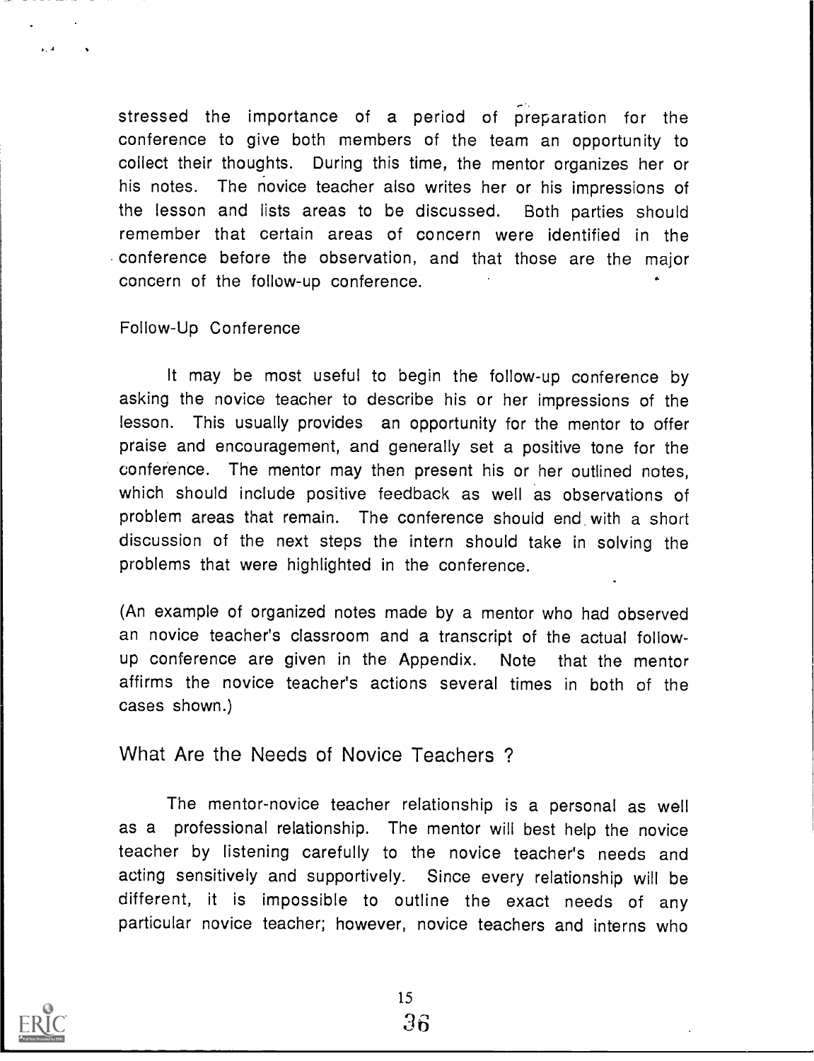stressed the importance of a period of preparation for the conference to give both members of the team an opportunity to collect their thoughts. During this time, the mentor organizes her or his notes. The novice teacher also writes her or his impressions of the lesson and lists areas to be discussed. Both parties should remember that certain areas of concern were identified in the conference before the observation, and that those are the major concern of the follow-up conference.

### Follow-Up Conference

It may be most useful to begin the follow-up conference by asking the novice teacher to describe his or her impressions of the lesson. This usually provides an opportunity for the mentor to offer praise and encouragement, and generally set a positive tone for the conference. The mentor may then present his or her outlined notes, which should include positive feedback as well as observations of problem areas that remain. The conference should end with a short discussion of the next steps the intern should take in solving the problems that were highlighted in the conference.

(An example of organized notes made by a mentor who had observed an novice teacher's classroom and a transcript of the actual follow-up conference are given in the Appendix. Note that the mentor affirms the novice teacher's actions several times in both of the cases shown.)

## What Are the Needs of Novice Teachers ?

The mentor-novice teacher relationship is a personal as well as a professional relationship. The mentor will best help the novice teacher by listening carefully to the novice teacher's needs and acting sensitively and supportively. Since every relationship will be different, it is impossible to outline the exact needs of any particular novice teacher; however, novice teachers and interns who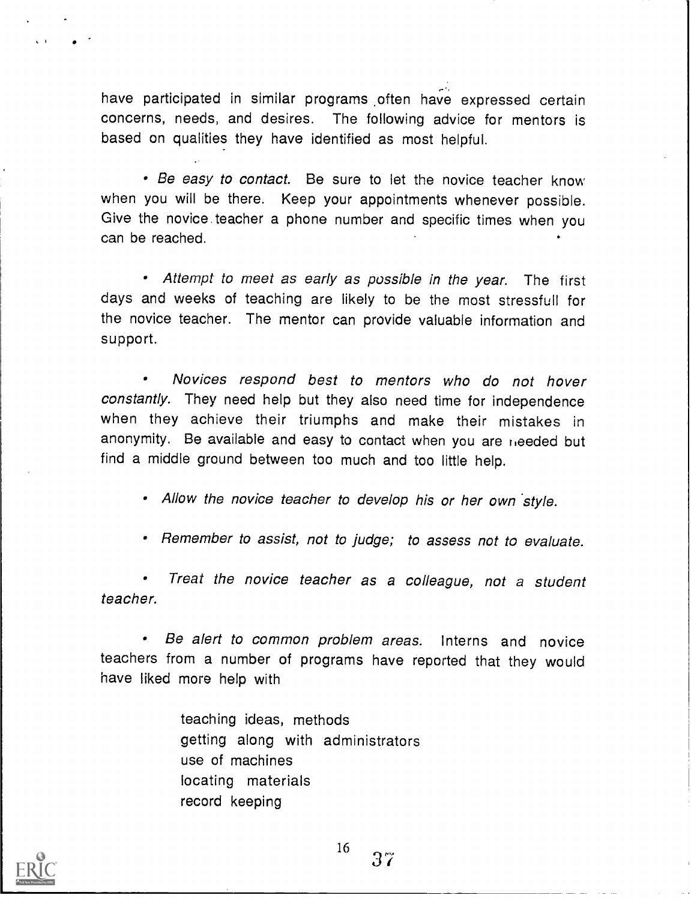have participated in similar programs often have expressed certain concerns, needs, and desires. The following advice for mentors is based on qualities they have identified as most helpful.

- *Be easy to contact.* Be sure to let the novice teacher know when you will be there. Keep your appointments whenever possible. Give the novice teacher a phone number and specific times when you can be reached.

- *Attempt to meet as early as possible in the year.* The first days and weeks of teaching are likely to be the most stressfull for the novice teacher. The mentor can provide valuable information and support.

- *Novices respond best to mentors who do not hover constantly.* They need help but they also need time for independence when they achieve their triumphs and make their mistakes in anonymity. Be available and easy to contact when you are needed but find a middle ground between too much and too little help.

- *Allow the novice teacher to develop his or her own style.*

- *Remember to assist, not to judge; to assess not to evaluate.*

- *Treat the novice teacher as a colleague, not a student teacher.*

- *Be alert to common problem areas.* Interns and novice teachers from a number of programs have reported that they would have liked more help with

  teaching ideas, methods
  getting along with administrators
  use of machines
  locating materials
  record keeping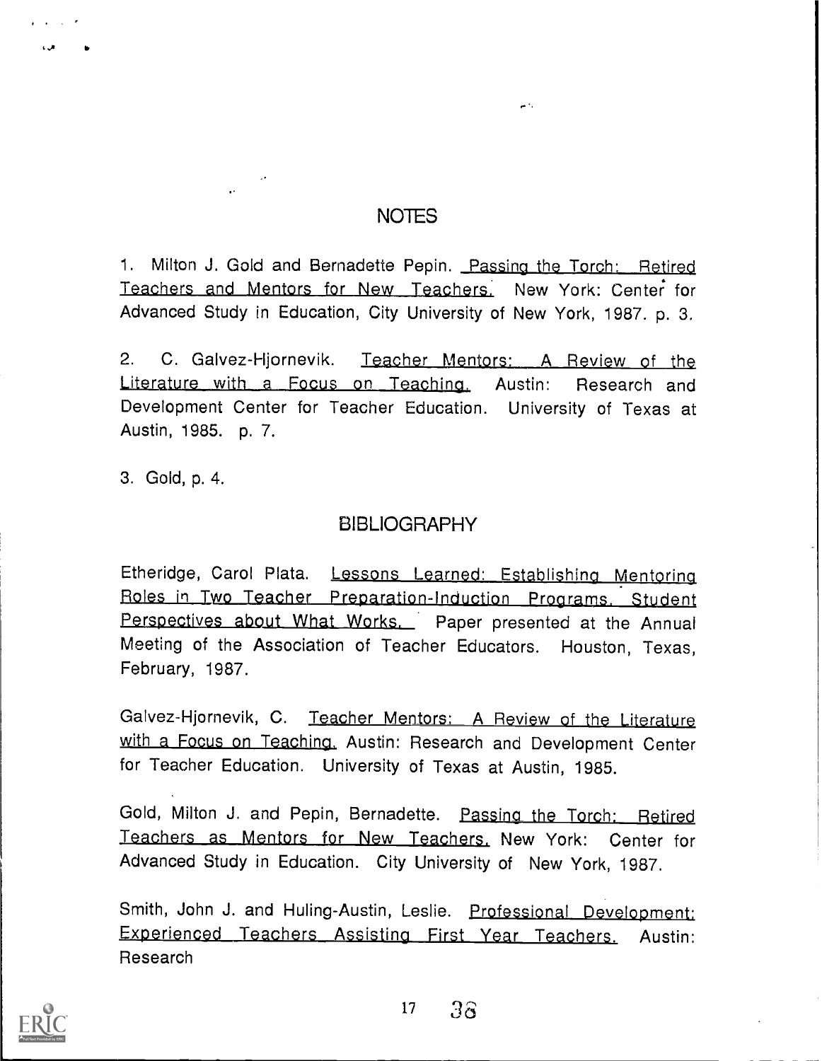## NOTES

1. Milton J. Gold and Bernadette Pepin. Passing the Torch: Retired Teachers and Mentors for New Teachers. New York: Center for Advanced Study in Education, City University of New York, 1987. p. 3.

2. C. Galvez-Hjornevik. Teacher Mentors: A Review of the Literature with a Focus on Teaching. Austin: Research and Development Center for Teacher Education. University of Texas at Austin, 1985. p. 7.

3. Gold, p. 4.

## BIBLIOGRAPHY

Etheridge, Carol Plata. Lessons Learned: Establishing Mentoring Roles in Two Teacher Preparation-Induction Programs. Student Perspectives about What Works. Paper presented at the Annual Meeting of the Association of Teacher Educators. Houston, Texas, February, 1987.

Galvez-Hjornevik, C. Teacher Mentors: A Review of the Literature with a Focus on Teaching. Austin: Research and Development Center for Teacher Education. University of Texas at Austin, 1985.

Gold, Milton J. and Pepin, Bernadette. Passing the Torch: Retired Teachers as Mentors for New Teachers. New York: Center for Advanced Study in Education. City University of New York, 1987.

Smith, John J. and Huling-Austin, Leslie. Professional Development: Experienced Teachers Assisting First Year Teachers. Austin: Research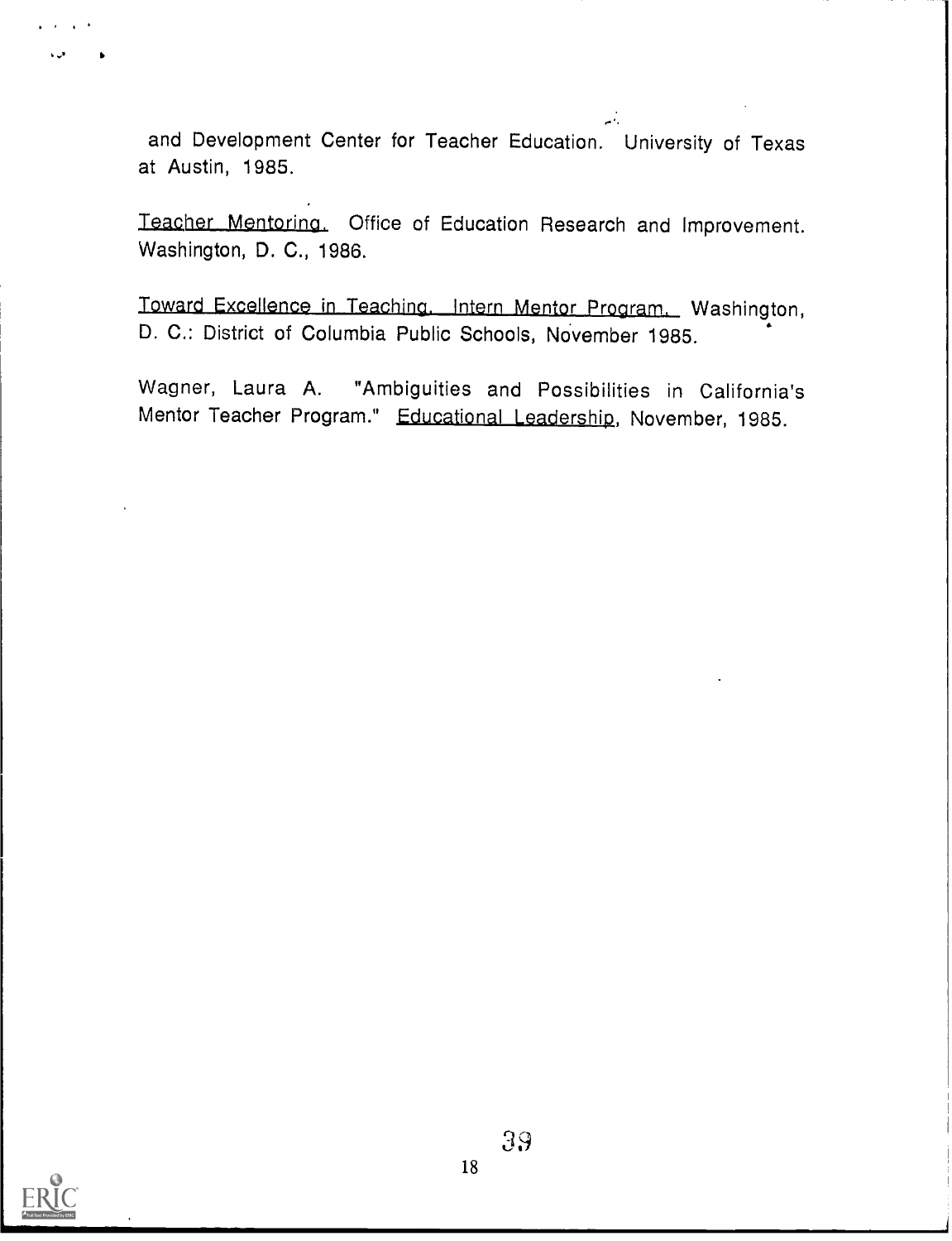and Development Center for Teacher Education. University of Texas at Austin, 1985.

_Teacher Mentoring._ Office of Education Research and Improvement. Washington, D. C., 1986.

_Toward Excellence in Teaching. Intern Mentor Program._ Washington, D. C.: District of Columbia Public Schools, November 1985.

Wagner, Laura A. "Ambiguities and Possibilities in California's Mentor Teacher Program." _Educational Leadership_, November, 1985.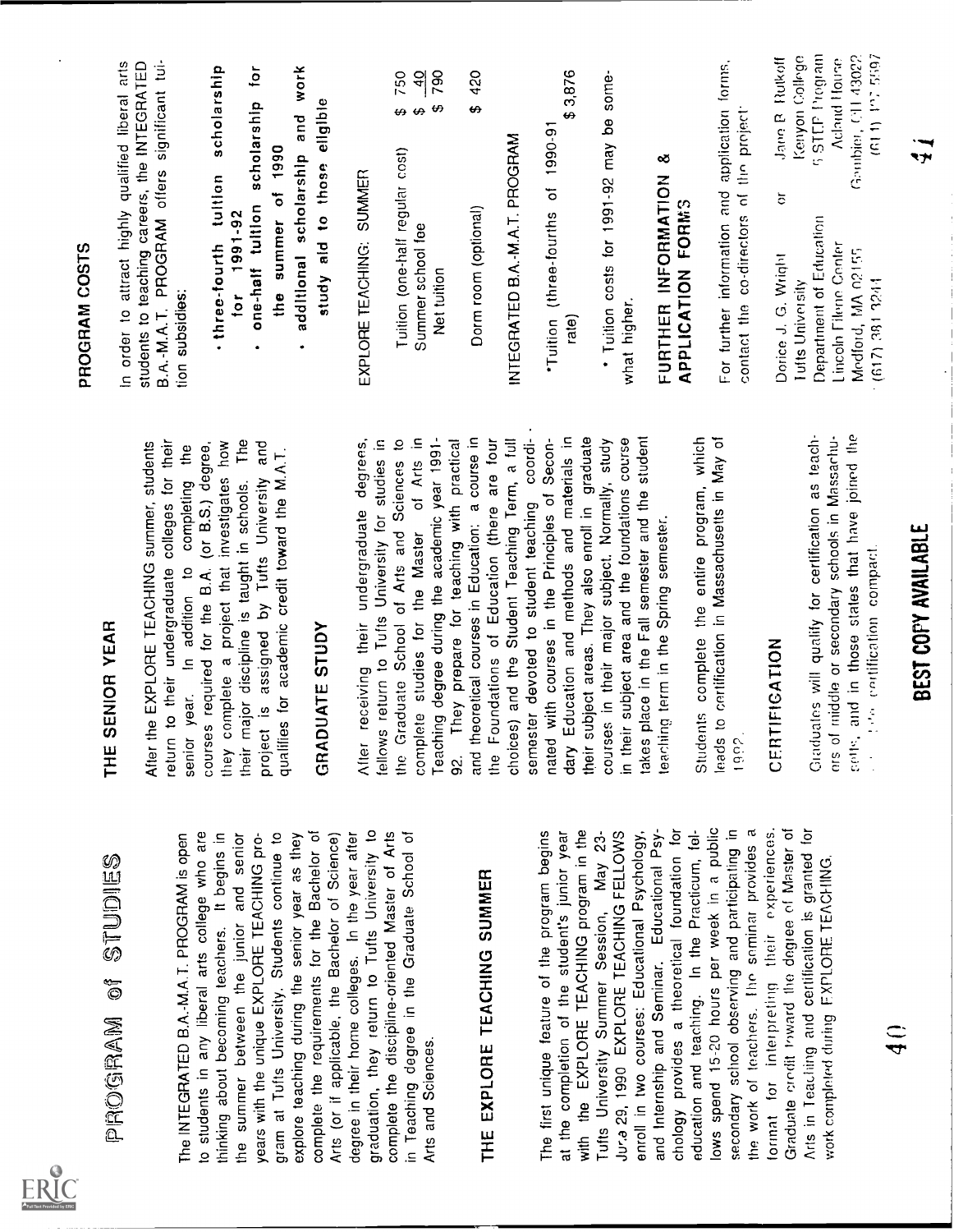# PROGRAM of STUDIES

The INTEGRATED B.A.-M.A.T. PROGRAM is open to students in any liberal arts college who are thinking about becoming teachers. It begins in the summer between the junior and senior years with the unique EXPLORE TEACHING program at Tufts University. Students continue to explore teaching during the senior year as they complete the requirements for the Bachelor of Arts (or if applicable, the Bachelor of Science) degree in their home colleges. In the year after graduation, they return to Tufts University to complete the discipline-oriented Master of Arts in Teaching degree in the Graduate School of Arts and Sciences.

## THE EXPLORE TEACHING SUMMER

The first unique feature of the program begins at the completion of the student's junior year with the EXPLORE TEACHING program in the Tufts University Summer Session, May 23-June 29, 1990 EXPLORE TEACHING FELLOWS enroll in two courses: Educational Psychology, and Internship and Seminar. Educational Psychology provides a theoretical foundation for education and teaching. In the Practicum, fellows spend 15-20 hours per week in a public secondary school observing and participating in the work of teachers. The seminar provides a format for interpreting their experiences. Graduate credit toward the degree of Master of Arts in Teaching and certification is granted for work completed during EXPLORE TEACHING.

## THE SENIOR YEAR

After the EXPLORE TEACHING summer, students return to their undergraduate colleges for their senior year. In addition to completing the courses required for the B.A. (or B.S.) degree, they complete a project that investigates how their major discipline is taught in schools. The project is assigned by Tufts University and qualifies for academic credit toward the M.A.T.

## GRADUATE STUDY

After receiving their undergraduate degrees, fellows return to Tufts University for studies in the Graduate School of Arts and Sciences to complete studies for the Master of Arts in Teaching degree during the academic year 1991-92. They prepare for teaching with practical and theoretical courses in Education: a course in the Foundations of Education (there are four choices) and the Student Teaching Term, a full semester devoted to student teaching coordinated with courses in the Principles of Secondary Education and methods and materials in their subject areas. They also enroll in graduate courses in their major subject. Normally, study in their subject area and the foundations course takes place in the Fall semester and the student teaching term in the Spring semester.

Students complete the entire program, which leads to certification in Massachusetts in May of 1992.

## CERTIFICATION

Graduates will qualify for certification as teachers of middle or secondary schools in Massachusetts, and in those states that have joined the ... certification compact.

## PROGRAM COSTS

In order to attract highly qualified liberal arts students to teaching careers, the INTEGRATED B.A.-M.A.T. PROGRAM offers significant tuition subsidies:

- **three-fourth tuition scholarship for 1991-92**
- **one-half tuition scholarship for the summer of 1990**
- **additional scholarship and work study aid to those eligible**

EXPLORE TEACHING: SUMMER

| | |
|---|---|
| Tuition (one-half regular cost) | $ 750 |
| Summer school fee | $ 40 |
| Net tuition | $ 790 |
| Dorm room (optional) | $ 420 |

INTEGRATED B.A.-M.A.T. PROGRAM

| | |
|---|---|
| *Tuition (three-fourths of 1990-91 rate) | $ 3,876 |

\* Tuition costs for 1991-92 may be somewhat higher.

## FURTHER INFORMATION & APPLICATION FORMS

For further information and application forms, contact the co-directors of the project:

Dorice J. G. Wright
Tufts University
Department of Education
Lincoln Filene Center
Medford, MA 02155
(617) 381-3244

or

Jane R. Rutkoff
Kenyon College
5 STEP Program
Acland House
Gambier, OH 43022
(614) 427-5597

BEST COPY AVAILABLE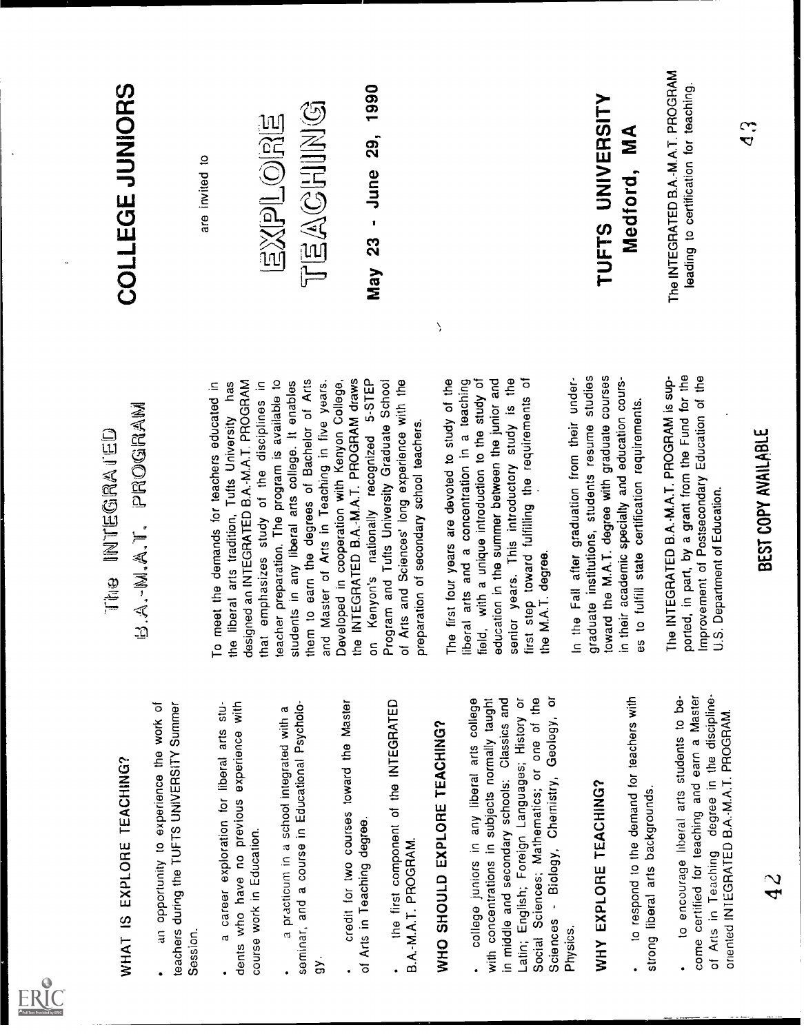## WHAT IS EXPLORE TEACHING?

- an opportunity to experience the work of teachers during the TUFTS UNIVERSITY Summer Session.
- a career exploration for liberal arts students who have no previous experience with course work in Education.
- a practicum in a school integrated with a seminar, and a course in Educational Psychology.
- credit for two courses toward the Master of Arts in Teaching degree.
- the first component of the INTEGRATED B.A.-M.A.T. PROGRAM.

## WHO SHOULD EXPLORE TEACHING?

- college juniors in any liberal arts college with concentrations in subjects normally taught in middle and secondary schools: Classics and Latin; English; Foreign Languages; History or Social Sciences; Mathematics; or one of the Sciences - Biology, Chemistry, Geology, or Physics.

## WHY EXPLORE TEACHING?

- to respond to the demand for teachers with strong liberal arts backgrounds.
- to encourage liberal arts students to become certified for teaching and earn a Master of Arts in Teaching degree in the discipline-oriented INTEGRATED B.A.-M.A.T. PROGRAM.

## The INTEGRATED B.A.-M.A.T. PROGRAM

To meet the demands for teachers educated in the liberal arts tradition, Tufts University has designed an INTEGRATED B.A.-M.A.T. PROGRAM that emphasizes study of the disciplines in teacher preparation. The program is available to students in any liberal arts college. It enables them to earn the degrees of Bachelor of Arts and Master of Arts in Teaching in five years. Developed in cooperation with Kenyon College, the INTEGRATED B.A.-M.A.T. PROGRAM draws on Kenyon's nationally recognized 5-STEP Program and Tufts University Graduate School of Arts and Sciences' long experience with the preparation of secondary school teachers.

The first four years are devoted to study of the liberal arts and a concentration in a teaching field, with a unique introduction to the study of education in the summer between the junior and senior years. This introductory study is the first step toward fulfilling the requirements of the M.A.T. degree.

In the Fall after graduation from their undergraduate institutions, students resume studies toward the M.A.T. degree with graduate courses in their academic specialty and education courses to fulfill state certification requirements.

The INTEGRATED B.A.-M.A.T. PROGRAM is supported, in part, by a grant from the Fund for the Improvement of Postsecondary Education of the U.S. Department of Education.

BEST COPY AVAILABLE

# COLLEGE JUNIORS

are invited to

# EXPLORE TEACHING

**May 23 - June 29, 1990**

## TUFTS UNIVERSITY
## Medford, MA

The INTEGRATED B.A.-M.A.T. PROGRAM leading to certification for teaching.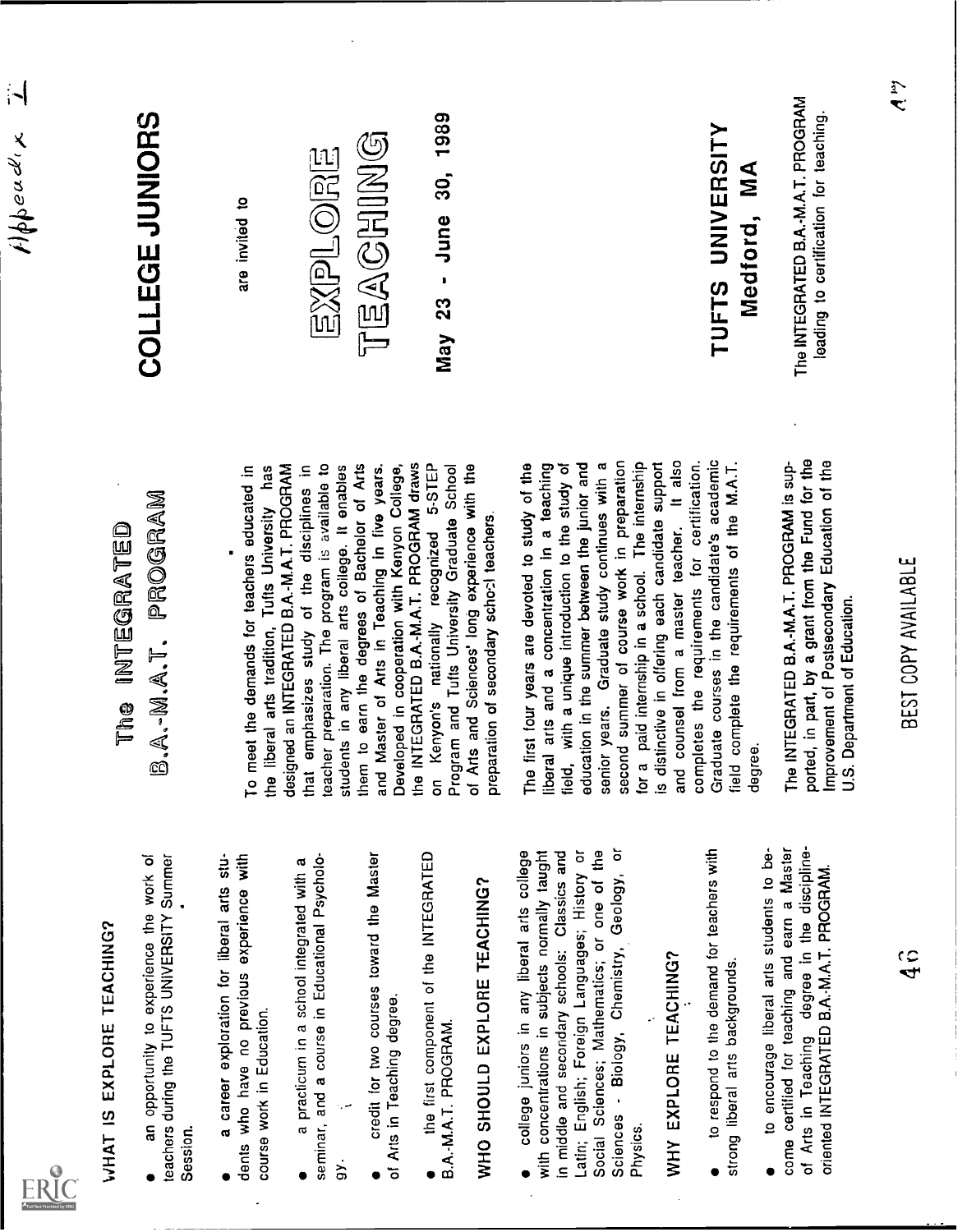Appendix I

## WHAT IS EXPLORE TEACHING?

- an opportunity to experience the work of teachers during the TUFTS UNIVERSITY Summer Session.
- a career exploration for liberal arts students who have no previous experience with course work in Education.
- a practicum in a school integrated with a seminar, and a course in Educational Psychology.
- credit for two courses toward the Master of Arts in Teaching degree.
- the first component of the INTEGRATED B.A.-M.A.T. PROGRAM.

## WHO SHOULD EXPLORE TEACHING?

- college juniors in any liberal arts college with concentrations in subjects normally taught in middle and secondary schools: Classics and Latin; English; Foreign Languages; History or Social Sciences; Mathematics; or one of the Sciences - Biology, Chemistry, Geology, or Physics.

## WHY EXPLORE TEACHING?

- to respond to the demand for teachers with strong liberal arts backgrounds.
- to encourage liberal arts students to become certified for teaching and earn a Master of Arts in Teaching degree in the discipline-oriented INTEGRATED B.A.-M.A.T. PROGRAM.

# The INTEGRATED B.A.-M.A.T. PROGRAM

To meet the demands for teachers educated in the liberal arts tradition, Tufts University has designed an INTEGRATED B.A.-M.A.T. PROGRAM that emphasizes study of the disciplines in teacher preparation. The program is available to students in any liberal arts college. It enables them to earn the degrees of Bachelor of Arts and Master of Arts in Teaching in five years. Developed in cooperation with Kenyon College, the INTEGRATED B.A.-M.A.T. PROGRAM draws on Kenyon's nationally recognized 5-STEP Program and Tufts University Graduate School of Arts and Sciences' long experience with the preparation of secondary school teachers.

The first four years are devoted to study of the liberal arts and a concentration in a teaching field, with a unique introduction to the study of education in the summer between the junior and senior years. Graduate study continues with a second summer of course work in preparation for a paid internship in a school. The internship is distinctive in offering each candidate support and counsel from a master teacher. It also completes the requirements for certification. Graduate courses in the candidate's academic field complete the requirements of the M.A.T. degree.

The INTEGRATED B.A.-M.A.T. PROGRAM is supported, in part, by a grant from the Fund for the Improvement of Postsecondary Education of the U.S. Department of Education.

# COLLEGE JUNIORS

are invited to

# EXPLORE TEACHING

**May 23 - June 30, 1989**

## TUFTS UNIVERSITY
## Medford, MA

The INTEGRATED B.A.-M.A.T. PROGRAM leading to certification for teaching.

BEST COPY AVAILABLE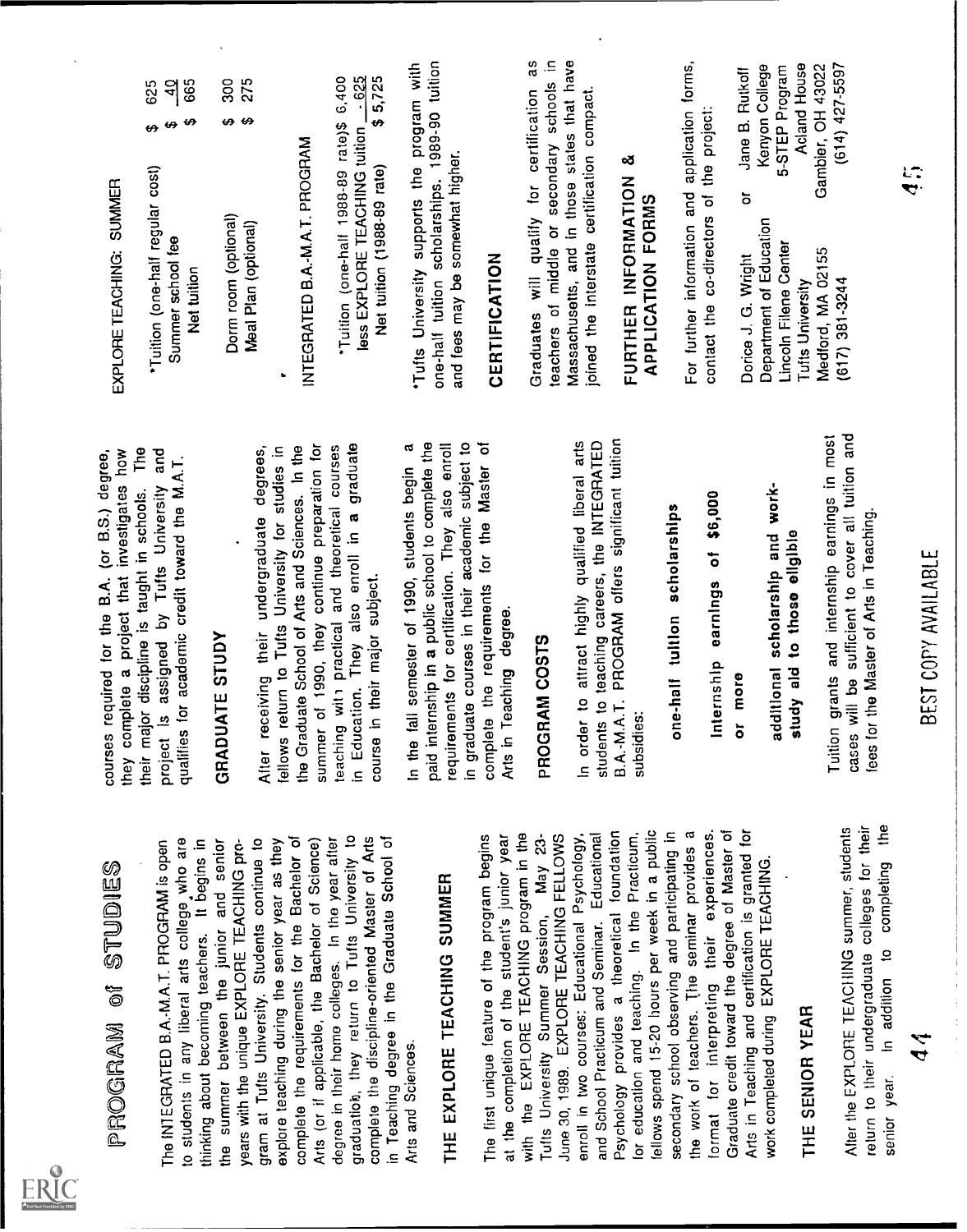# PROGRAM of STUDIES

The INTEGRATED B.A.-M.A.T. PROGRAM is open to students in any liberal arts college who are thinking about becoming teachers. It begins in the summer between the junior and senior years with the unique EXPLORE TEACHING program at Tufts University. Students continue to explore teaching during the senior year as they complete the requirements for the Bachelor of Arts (or if applicable, the Bachelor of Science) degree in their home colleges. In the year after graduation, they return to Tufts University to complete the discipline-oriented Master of Arts in Teaching degree in the Graduate School of Arts and Sciences.

## THE EXPLORE TEACHING SUMMER

The first unique feature of the program begins at the completion of the student's junior year with the EXPLORE TEACHING program in the Tufts University Summer Session, May 23-June 30, 1989. EXPLORE TEACHING FELLOWS enroll in two courses: Educational Psychology, and School Practicum and Seminar. Educational Psychology provides a theoretical foundation for education and teaching. In the Practicum, fellows spend 15-20 hours per week in a public secondary school observing and participating in the work of teachers. The seminar provides a format for interpreting their experiences. Graduate credit toward the degree of Master of Arts in Teaching and certification is granted for work completed during EXPLORE TEACHING.

## THE SENIOR YEAR

After the EXPLORE TEACHING summer, students return to their undergraduate colleges for their senior year. In addition to completing the courses required for the B.A. (or B.S.) degree, they complete a project that investigates how their major discipline is taught in schools. The project is assigned by Tufts University and qualifies for academic credit toward the M.A.T.

## GRADUATE STUDY

After receiving their undergraduate degrees, fellows return to Tufts University for studies in the Graduate School of Arts and Sciences. In the summer of 1990, they continue preparation for teaching with practical and theoretical courses in Education. They also enroll in a graduate course in their major subject.

In the fall semester of 1990, students begin a paid internship in a public school to complete the requirements for certification. They also enroll in graduate courses in their academic subject to complete the requirements for the Master of Arts in Teaching degree.

## PROGRAM COSTS

In order to attract highly qualified liberal arts students to teaching careers, the INTEGRATED B.A.-M.A.T. PROGRAM offers significant tuition subsidies:

**one-half tuition scholarships**

**internship earnings of $6,000 or more**

**additional scholarship and work-study aid to those eligible**

Tuition grants and internship earnings in most cases will be sufficient to cover all tuition and fees for the Master of Arts in Teaching.

EXPLORE TEACHING: SUMMER

| | |
|---|---|
| *Tuition (one-half regular cost) | $ 625 |
| Summer school fee | $ 40 |
| Net tuition | $ 665 |
| Dorm room (optional) | $ 300 |
| Meal Plan (optional) | $ 275 |

INTEGRATED B.A.-M.A.T. PROGRAM

| | |
|---|---|
| *Tuition (one-half 1988-89 rate) | $ 6,400 |
| less EXPLORE TEACHING tuition | - 625 |
| Net tuition (1988-89 rate) | $ 5,725 |

*Tufts University supports the program with one-half tuition scholarships. 1989-90 tuition and fees may be somewhat higher.

## CERTIFICATION

Graduates will qualify for certification as teachers of middle or secondary schools in Massachusetts, and in those states that have joined the interstate certification compact.

## FURTHER INFORMATION & APPLICATION FORMS

For further information and application forms, contact the co-directors of the project:

Dorice J. G. Wright
Department of Education
Lincoln Filene Center
Tufts University
Medford, MA 02155
(617) 381-3244

or

Jane B. Rutkoff
Kenyon College
5-STEP Program
Acland House
Gambier, OH 43022
(614) 427-5597

BEST COPY AVAILABLE